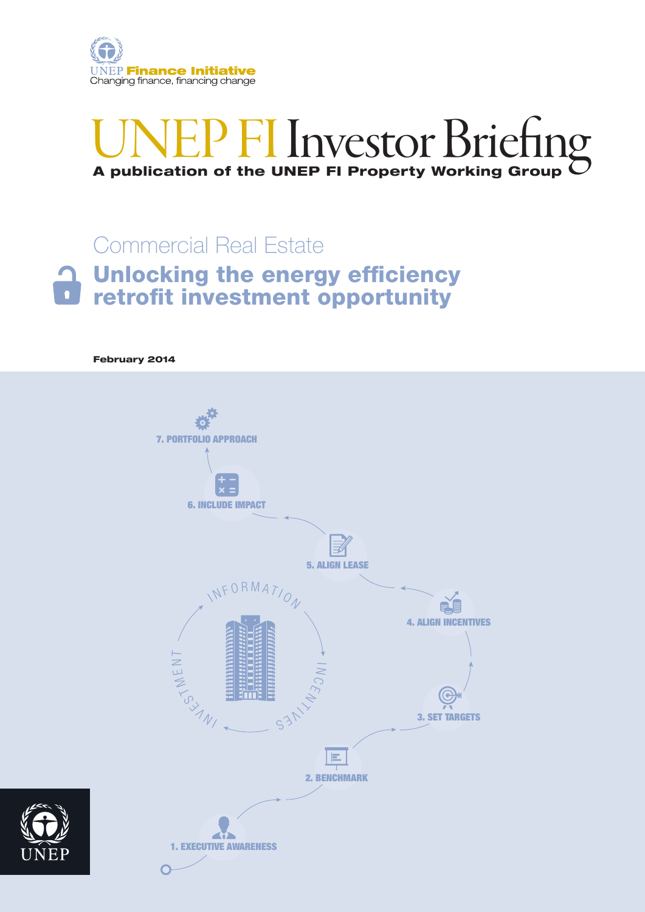UNEP **Finance Initiative**
Changing finance, financing change

# UNEP FI Investor Briefing

**A publication of the UNEP FI Property Working Group**

## Commercial Real Estate

## Unlocking the energy efficiency retrofit investment opportunity

**February 2014**

1. EXECUTIVE AWARENESS
2. BENCHMARK
3. SET TARGETS
4. ALIGN INCENTIVES
5. ALIGN LEASE
6. INCLUDE IMPACT
7. PORTFOLIO APPROACH

INFORMATION
INCENTIVES
INVESTMENT

UNEP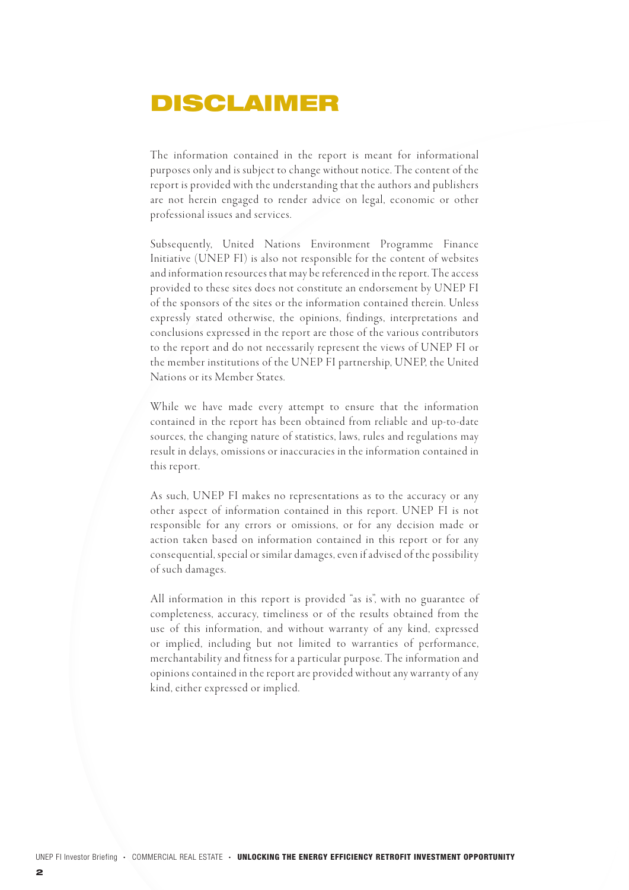# DISCLAIMER

The information contained in the report is meant for informational purposes only and is subject to change without notice. The content of the report is provided with the understanding that the authors and publishers are not herein engaged to render advice on legal, economic or other professional issues and services.

Subsequently, United Nations Environment Programme Finance Initiative (UNEP FI) is also not responsible for the content of websites and information resources that may be referenced in the report. The access provided to these sites does not constitute an endorsement by UNEP FI of the sponsors of the sites or the information contained therein. Unless expressly stated otherwise, the opinions, findings, interpretations and conclusions expressed in the report are those of the various contributors to the report and do not necessarily represent the views of UNEP FI or the member institutions of the UNEP FI partnership, UNEP, the United Nations or its Member States.

While we have made every attempt to ensure that the information contained in the report has been obtained from reliable and up-to-date sources, the changing nature of statistics, laws, rules and regulations may result in delays, omissions or inaccuracies in the information contained in this report.

As such, UNEP FI makes no representations as to the accuracy or any other aspect of information contained in this report. UNEP FI is not responsible for any errors or omissions, or for any decision made or action taken based on information contained in this report or for any consequential, special or similar damages, even if advised of the possibility of such damages.

All information in this report is provided "as is", with no guarantee of completeness, accuracy, timeliness or of the results obtained from the use of this information, and without warranty of any kind, expressed or implied, including but not limited to warranties of performance, merchantability and fitness for a particular purpose. The information and opinions contained in the report are provided without any warranty of any kind, either expressed or implied.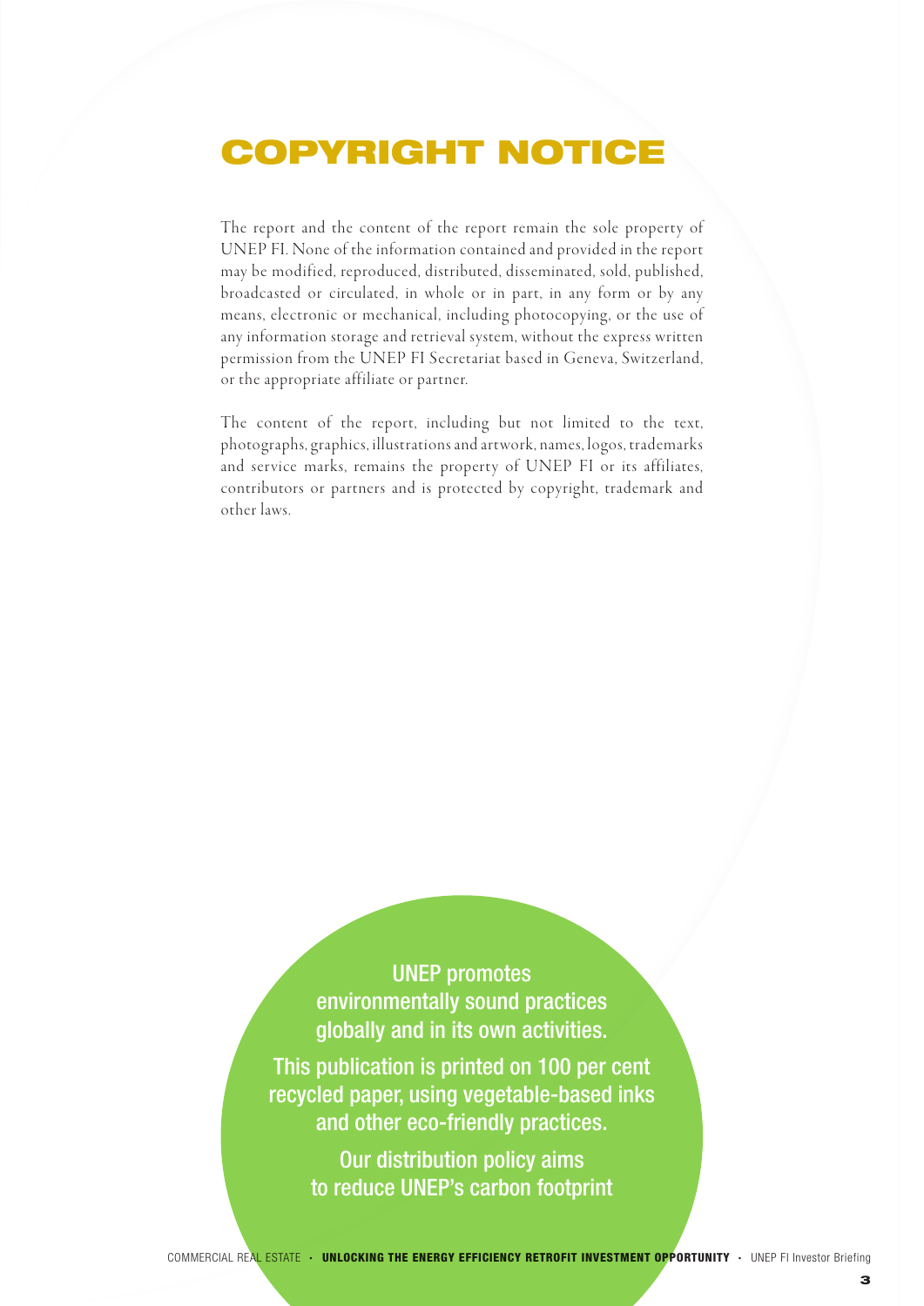# COPYRIGHT NOTICE

The report and the content of the report remain the sole property of UNEP FI. None of the information contained and provided in the report may be modified, reproduced, distributed, disseminated, sold, published, broadcasted or circulated, in whole or in part, in any form or by any means, electronic or mechanical, including photocopying, or the use of any information storage and retrieval system, without the express written permission from the UNEP FI Secretariat based in Geneva, Switzerland, or the appropriate affiliate or partner.

The content of the report, including but not limited to the text, photographs, graphics, illustrations and artwork, names, logos, trademarks and service marks, remains the property of UNEP FI or its affiliates, contributors or partners and is protected by copyright, trademark and other laws.

UNEP promotes environmentally sound practices globally and in its own activities.

This publication is printed on 100 per cent recycled paper, using vegetable-based inks and other eco-friendly practices.

Our distribution policy aims to reduce UNEP's carbon footprint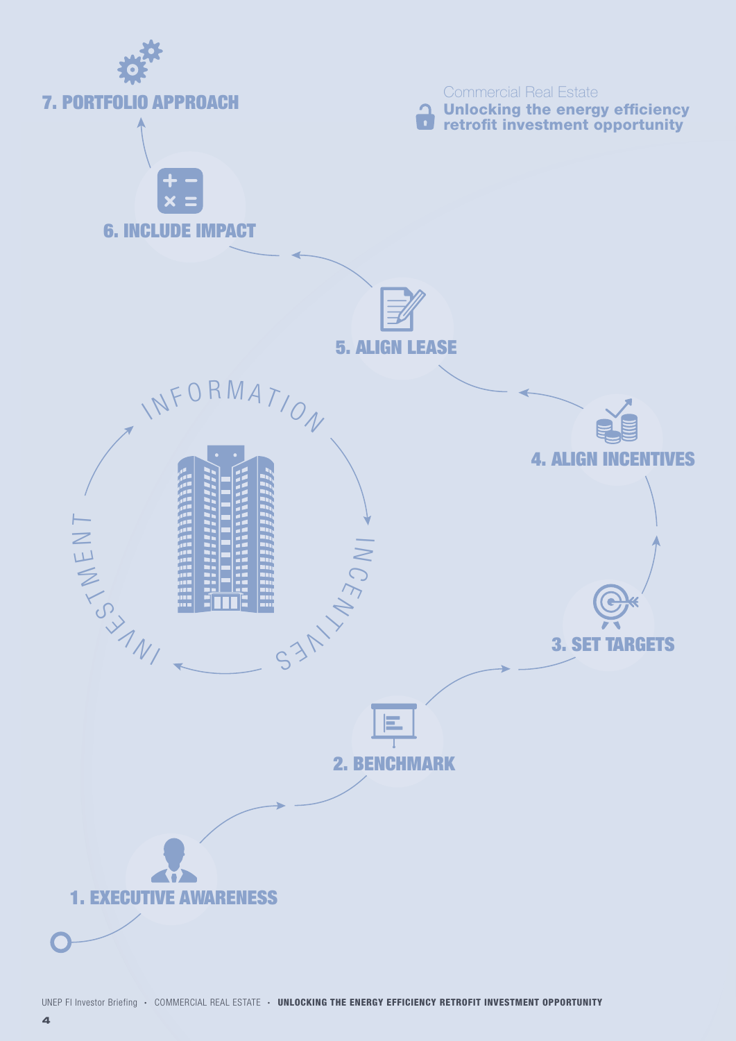Commercial Real Estate

**Unlocking the energy efficiency retrofit investment opportunity**

1. EXECUTIVE AWARENESS
2. BENCHMARK
3. SET TARGETS
4. ALIGN INCENTIVES
5. ALIGN LEASE
6. INCLUDE IMPACT
7. PORTFOLIO APPROACH

INFORMATION

INCENTIVES

INVESTMENT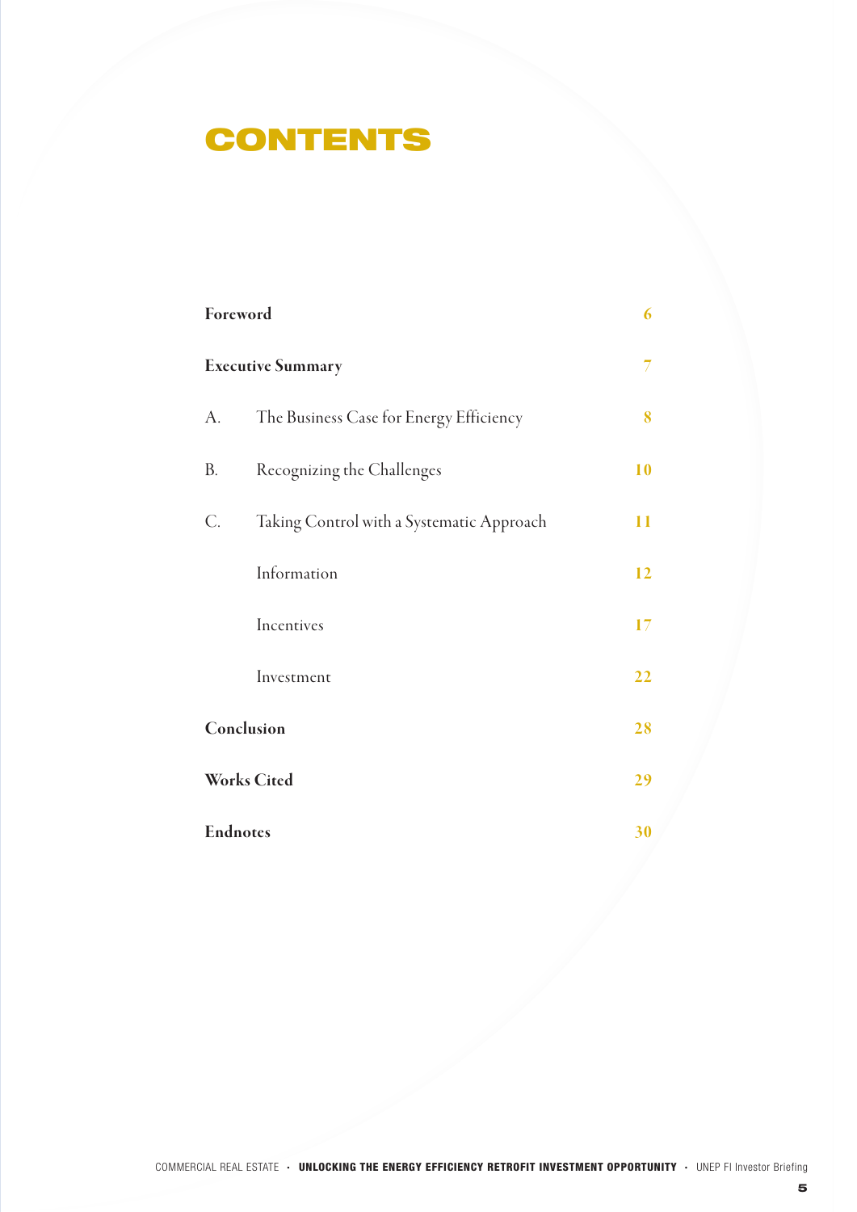# CONTENTS

| | | |
|---|---|---|
| **Foreword** | | 6 |
| **Executive Summary** | | 7 |
| A. | The Business Case for Energy Efficiency | 8 |
| B. | Recognizing the Challenges | 10 |
| C. | Taking Control with a Systematic Approach | 11 |
| | Information | 12 |
| | Incentives | 17 |
| | Investment | 22 |
| **Conclusion** | | 28 |
| **Works Cited** | | 29 |
| **Endnotes** | | 30 |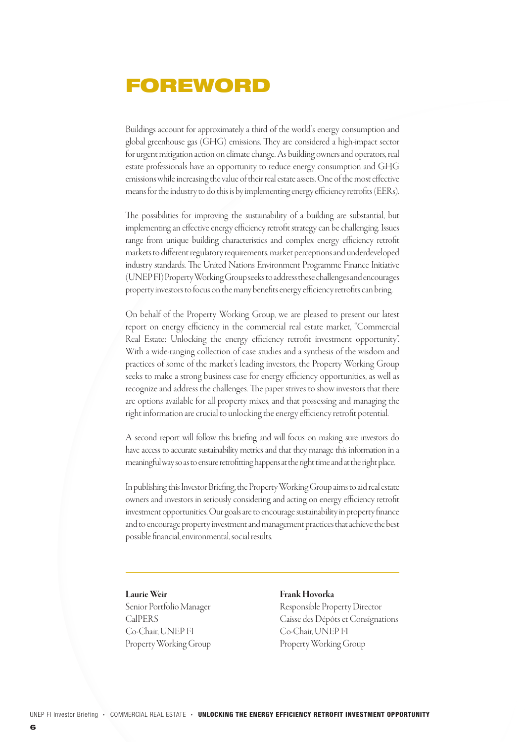# FOREWORD

Buildings account for approximately a third of the world's energy consumption and global greenhouse gas (GHG) emissions. They are considered a high-impact sector for urgent mitigation action on climate change. As building owners and operators, real estate professionals have an opportunity to reduce energy consumption and GHG emissions while increasing the value of their real estate assets. One of the most effective means for the industry to do this is by implementing energy efficiency retrofits (EERs).

The possibilities for improving the sustainability of a building are substantial, but implementing an effective energy efficiency retrofit strategy can be challenging. Issues range from unique building characteristics and complex energy efficiency retrofit markets to different regulatory requirements, market perceptions and underdeveloped industry standards. The United Nations Environment Programme Finance Initiative (UNEP FI) Property Working Group seeks to address these challenges and encourages property investors to focus on the many benefits energy efficiency retrofits can bring.

On behalf of the Property Working Group, we are pleased to present our latest report on energy efficiency in the commercial real estate market, "Commercial Real Estate: Unlocking the energy efficiency retrofit investment opportunity". With a wide-ranging collection of case studies and a synthesis of the wisdom and practices of some of the market's leading investors, the Property Working Group seeks to make a strong business case for energy efficiency opportunities, as well as recognize and address the challenges. The paper strives to show investors that there are options available for all property mixes, and that possessing and managing the right information are crucial to unlocking the energy efficiency retrofit potential.

A second report will follow this briefing and will focus on making sure investors do have access to accurate sustainability metrics and that they manage this information in a meaningful way so as to ensure retrofitting happens at the right time and at the right place.

In publishing this Investor Briefing, the Property Working Group aims to aid real estate owners and investors in seriously considering and acting on energy efficiency retrofit investment opportunities. Our goals are to encourage sustainability in property finance and to encourage property investment and management practices that achieve the best possible financial, environmental, social results.

---

**Laurie Weir**
Senior Portfolio Manager
CalPERS
Co-Chair, UNEP FI
Property Working Group

**Frank Hovorka**
Responsible Property Director
Caisse des Dépôts et Consignations
Co-Chair, UNEP FI
Property Working Group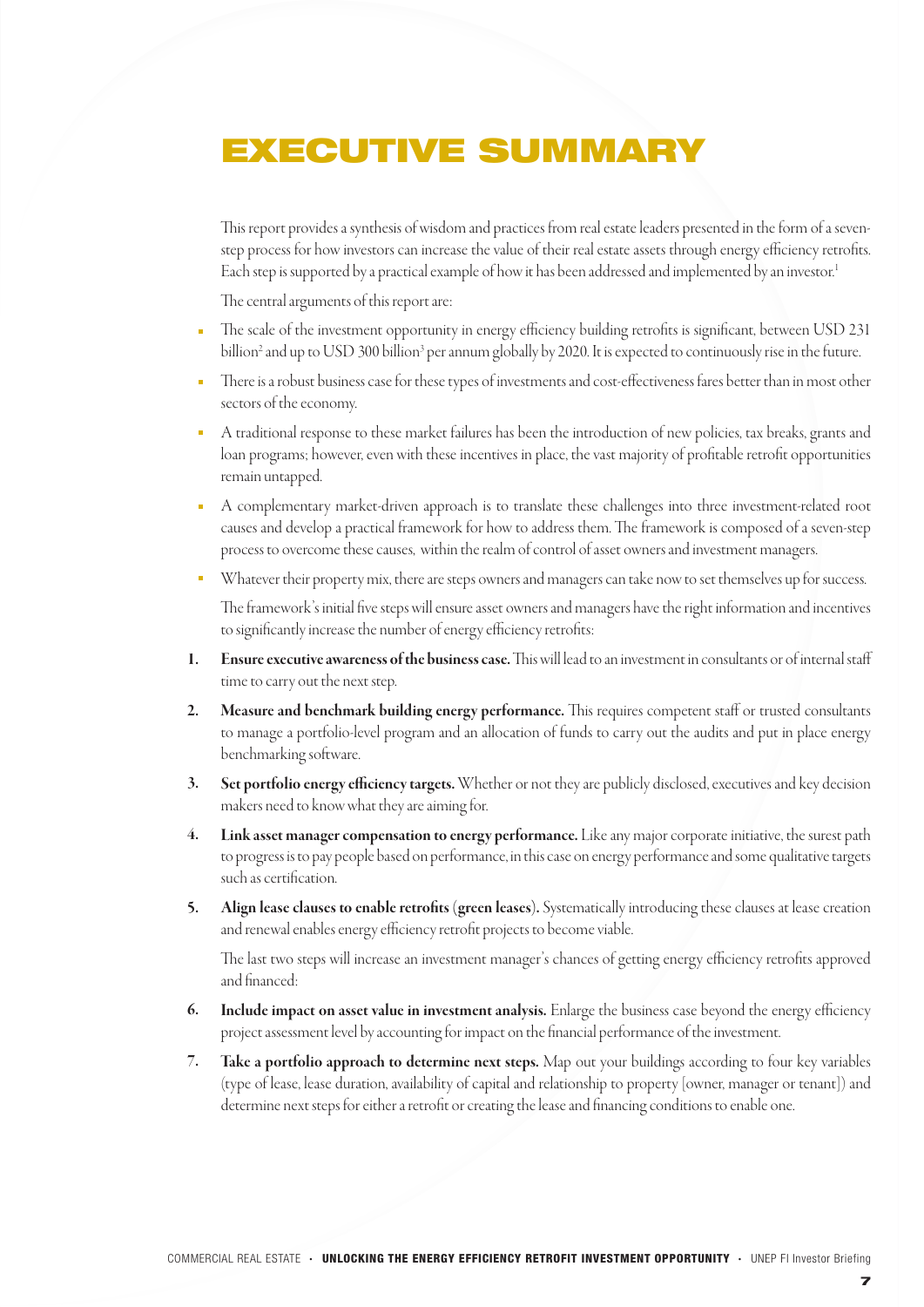# EXECUTIVE SUMMARY

This report provides a synthesis of wisdom and practices from real estate leaders presented in the form of a seven-step process for how investors can increase the value of their real estate assets through energy efficiency retrofits. Each step is supported by a practical example of how it has been addressed and implemented by an investor.[1]

The central arguments of this report are:

- The scale of the investment opportunity in energy efficiency building retrofits is significant, between USD 231 billion[2] and up to USD 300 billion[3] per annum globally by 2020. It is expected to continuously rise in the future.
- There is a robust business case for these types of investments and cost-effectiveness fares better than in most other sectors of the economy.
- A traditional response to these market failures has been the introduction of new policies, tax breaks, grants and loan programs; however, even with these incentives in place, the vast majority of profitable retrofit opportunities remain untapped.
- A complementary market-driven approach is to translate these challenges into three investment-related root causes and develop a practical framework for how to address them. The framework is composed of a seven-step process to overcome these causes, within the realm of control of asset owners and investment managers.
- Whatever their property mix, there are steps owners and managers can take now to set themselves up for success.

The framework's initial five steps will ensure asset owners and managers have the right information and incentives to significantly increase the number of energy efficiency retrofits:

1. **Ensure executive awareness of the business case.** This will lead to an investment in consultants or of internal staff time to carry out the next step.
2. **Measure and benchmark building energy performance.** This requires competent staff or trusted consultants to manage a portfolio-level program and an allocation of funds to carry out the audits and put in place energy benchmarking software.
3. **Set portfolio energy efficiency targets.** Whether or not they are publicly disclosed, executives and key decision makers need to know what they are aiming for.
4. **Link asset manager compensation to energy performance.** Like any major corporate initiative, the surest path to progress is to pay people based on performance, in this case on energy performance and some qualitative targets such as certification.
5. **Align lease clauses to enable retrofits (green leases).** Systematically introducing these clauses at lease creation and renewal enables energy efficiency retrofit projects to become viable.

The last two steps will increase an investment manager's chances of getting energy efficiency retrofits approved and financed:

6. **Include impact on asset value in investment analysis.** Enlarge the business case beyond the energy efficiency project assessment level by accounting for impact on the financial performance of the investment.
7. **Take a portfolio approach to determine next steps.** Map out your buildings according to four key variables (type of lease, lease duration, availability of capital and relationship to property [owner, manager or tenant]) and determine next steps for either a retrofit or creating the lease and financing conditions to enable one.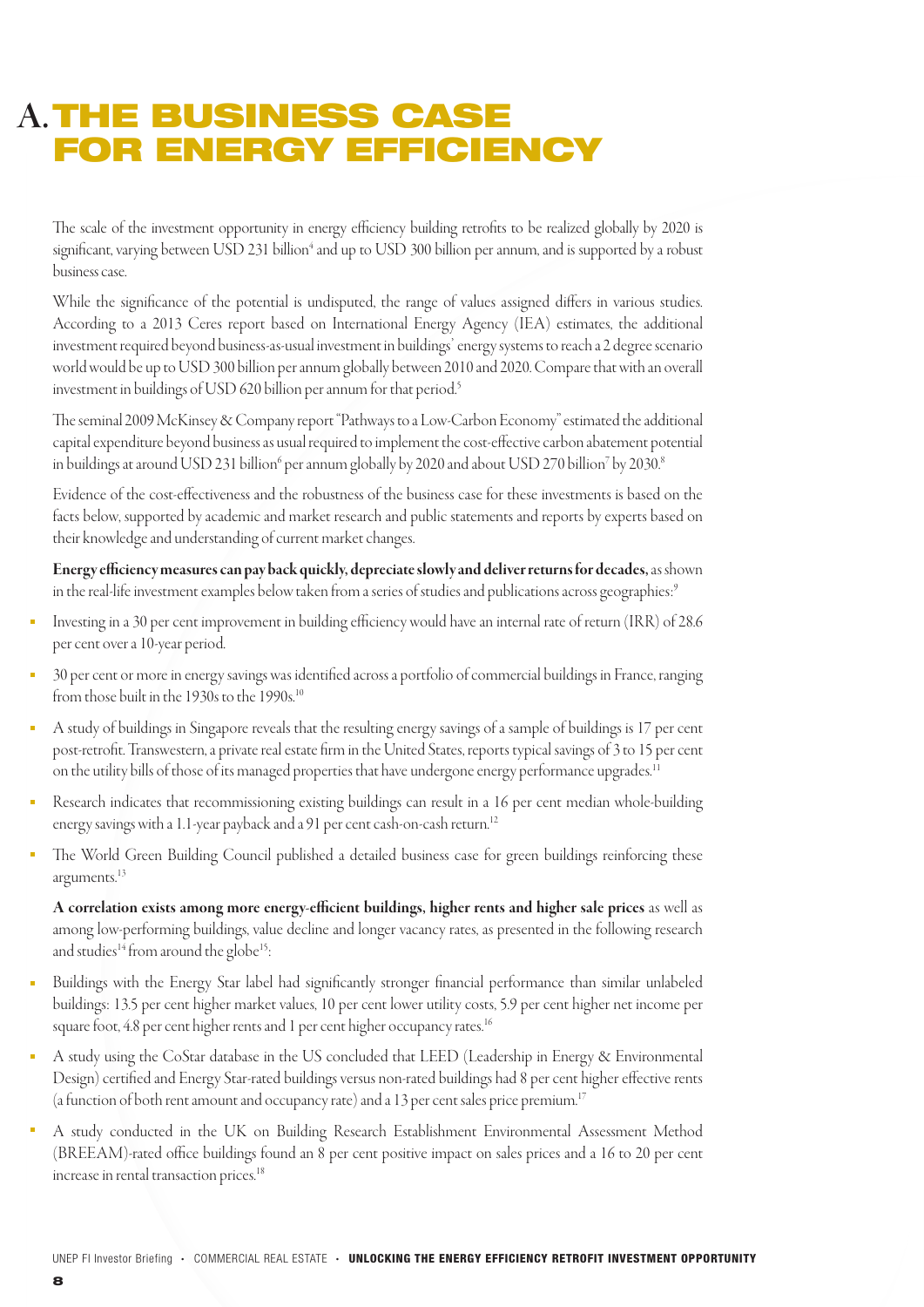# A. THE BUSINESS CASE FOR ENERGY EFFICIENCY

The scale of the investment opportunity in energy efficiency building retrofits to be realized globally by 2020 is significant, varying between USD 231 billion[4] and up to USD 300 billion per annum, and is supported by a robust business case.

While the significance of the potential is undisputed, the range of values assigned differs in various studies. According to a 2013 Ceres report based on International Energy Agency (IEA) estimates, the additional investment required beyond business-as-usual investment in buildings' energy systems to reach a 2 degree scenario world would be up to USD 300 billion per annum globally between 2010 and 2020. Compare that with an overall investment in buildings of USD 620 billion per annum for that period.[5]

The seminal 2009 McKinsey & Company report "Pathways to a Low-Carbon Economy" estimated the additional capital expenditure beyond business as usual required to implement the cost-effective carbon abatement potential in buildings at around USD 231 billion[6] per annum globally by 2020 and about USD 270 billion[7] by 2030.[8]

Evidence of the cost-effectiveness and the robustness of the business case for these investments is based on the facts below, supported by academic and market research and public statements and reports by experts based on their knowledge and understanding of current market changes.

**Energy efficiency measures can pay back quickly, depreciate slowly and deliver returns for decades,** as shown in the real-life investment examples below taken from a series of studies and publications across geographies:[9]

- Investing in a 30 per cent improvement in building efficiency would have an internal rate of return (IRR) of 28.6 per cent over a 10-year period.
- 30 per cent or more in energy savings was identified across a portfolio of commercial buildings in France, ranging from those built in the 1930s to the 1990s.[10]
- A study of buildings in Singapore reveals that the resulting energy savings of a sample of buildings is 17 per cent post-retrofit. Transwestern, a private real estate firm in the United States, reports typical savings of 3 to 15 per cent on the utility bills of those of its managed properties that have undergone energy performance upgrades.[11]
- Research indicates that recommissioning existing buildings can result in a 16 per cent median whole-building energy savings with a 1.1-year payback and a 91 per cent cash-on-cash return.[12]
- The World Green Building Council published a detailed business case for green buildings reinforcing these arguments.[13]

**A correlation exists among more energy-efficient buildings, higher rents and higher sale prices** as well as among low-performing buildings, value decline and longer vacancy rates, as presented in the following research and studies[14] from around the globe[15]:

- Buildings with the Energy Star label had significantly stronger financial performance than similar unlabeled buildings: 13.5 per cent higher market values, 10 per cent lower utility costs, 5.9 per cent higher net income per square foot, 4.8 per cent higher rents and 1 per cent higher occupancy rates.[16]
- A study using the CoStar database in the US concluded that LEED (Leadership in Energy & Environmental Design) certified and Energy Star-rated buildings versus non-rated buildings had 8 per cent higher effective rents (a function of both rent amount and occupancy rate) and a 13 per cent sales price premium.[17]
- A study conducted in the UK on Building Research Establishment Environmental Assessment Method (BREEAM)-rated office buildings found an 8 per cent positive impact on sales prices and a 16 to 20 per cent increase in rental transaction prices.[18]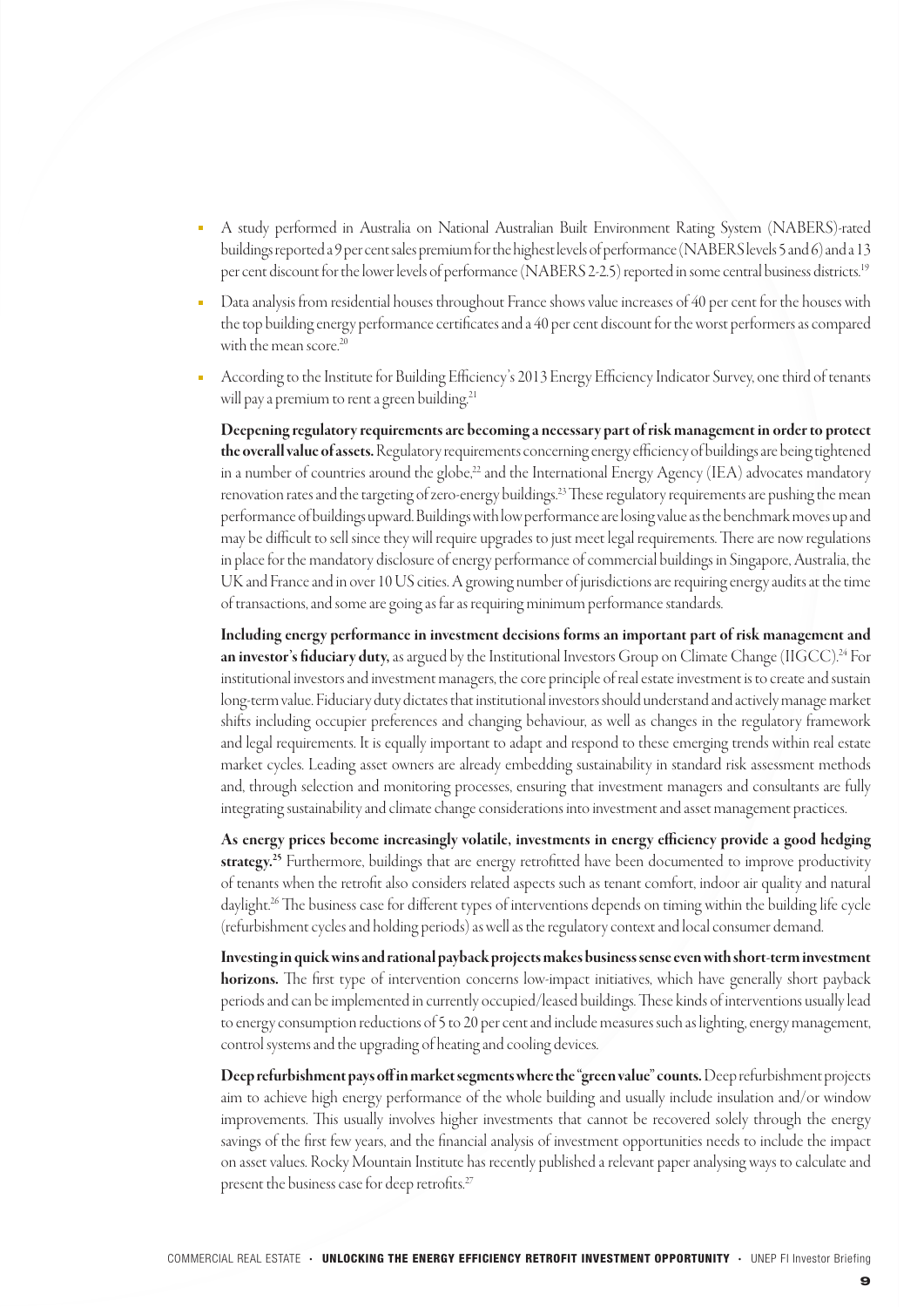- A study performed in Australia on National Australian Built Environment Rating System (NABERS)-rated buildings reported a 9 per cent sales premium for the highest levels of performance (NABERS levels 5 and 6) and a 13 per cent discount for the lower levels of performance (NABERS 2-2.5) reported in some central business districts.[19]
- Data analysis from residential houses throughout France shows value increases of 40 per cent for the houses with the top building energy performance certificates and a 40 per cent discount for the worst performers as compared with the mean score.[20]
- According to the Institute for Building Efficiency's 2013 Energy Efficiency Indicator Survey, one third of tenants will pay a premium to rent a green building.[21]

**Deepening regulatory requirements are becoming a necessary part of risk management in order to protect the overall value of assets.** Regulatory requirements concerning energy efficiency of buildings are being tightened in a number of countries around the globe,[22] and the International Energy Agency (IEA) advocates mandatory renovation rates and the targeting of zero-energy buildings.[23] These regulatory requirements are pushing the mean performance of buildings upward. Buildings with low performance are losing value as the benchmark moves up and may be difficult to sell since they will require upgrades to just meet legal requirements. There are now regulations in place for the mandatory disclosure of energy performance of commercial buildings in Singapore, Australia, the UK and France and in over 10 US cities. A growing number of jurisdictions are requiring energy audits at the time of transactions, and some are going as far as requiring minimum performance standards.

**Including energy performance in investment decisions forms an important part of risk management and an investor's fiduciary duty,** as argued by the Institutional Investors Group on Climate Change (IIGCC).[24] For institutional investors and investment managers, the core principle of real estate investment is to create and sustain long-term value. Fiduciary duty dictates that institutional investors should understand and actively manage market shifts including occupier preferences and changing behaviour, as well as changes in the regulatory framework and legal requirements. It is equally important to adapt and respond to these emerging trends within real estate market cycles. Leading asset owners are already embedding sustainability in standard risk assessment methods and, through selection and monitoring processes, ensuring that investment managers and consultants are fully integrating sustainability and climate change considerations into investment and asset management practices.

**As energy prices become increasingly volatile, investments in energy efficiency provide a good hedging strategy.**[25] Furthermore, buildings that are energy retrofitted have been documented to improve productivity of tenants when the retrofit also considers related aspects such as tenant comfort, indoor air quality and natural daylight.[26] The business case for different types of interventions depends on timing within the building life cycle (refurbishment cycles and holding periods) as well as the regulatory context and local consumer demand.

**Investing in quick wins and rational payback projects makes business sense even with short-term investment horizons.** The first type of intervention concerns low-impact initiatives, which have generally short payback periods and can be implemented in currently occupied/leased buildings. These kinds of interventions usually lead to energy consumption reductions of 5 to 20 per cent and include measures such as lighting, energy management, control systems and the upgrading of heating and cooling devices.

**Deep refurbishment pays off in market segments where the "green value" counts.** Deep refurbishment projects aim to achieve high energy performance of the whole building and usually include insulation and/or window improvements. This usually involves higher investments that cannot be recovered solely through the energy savings of the first few years, and the financial analysis of investment opportunities needs to include the impact on asset values. Rocky Mountain Institute has recently published a relevant paper analysing ways to calculate and present the business case for deep retrofits.[27]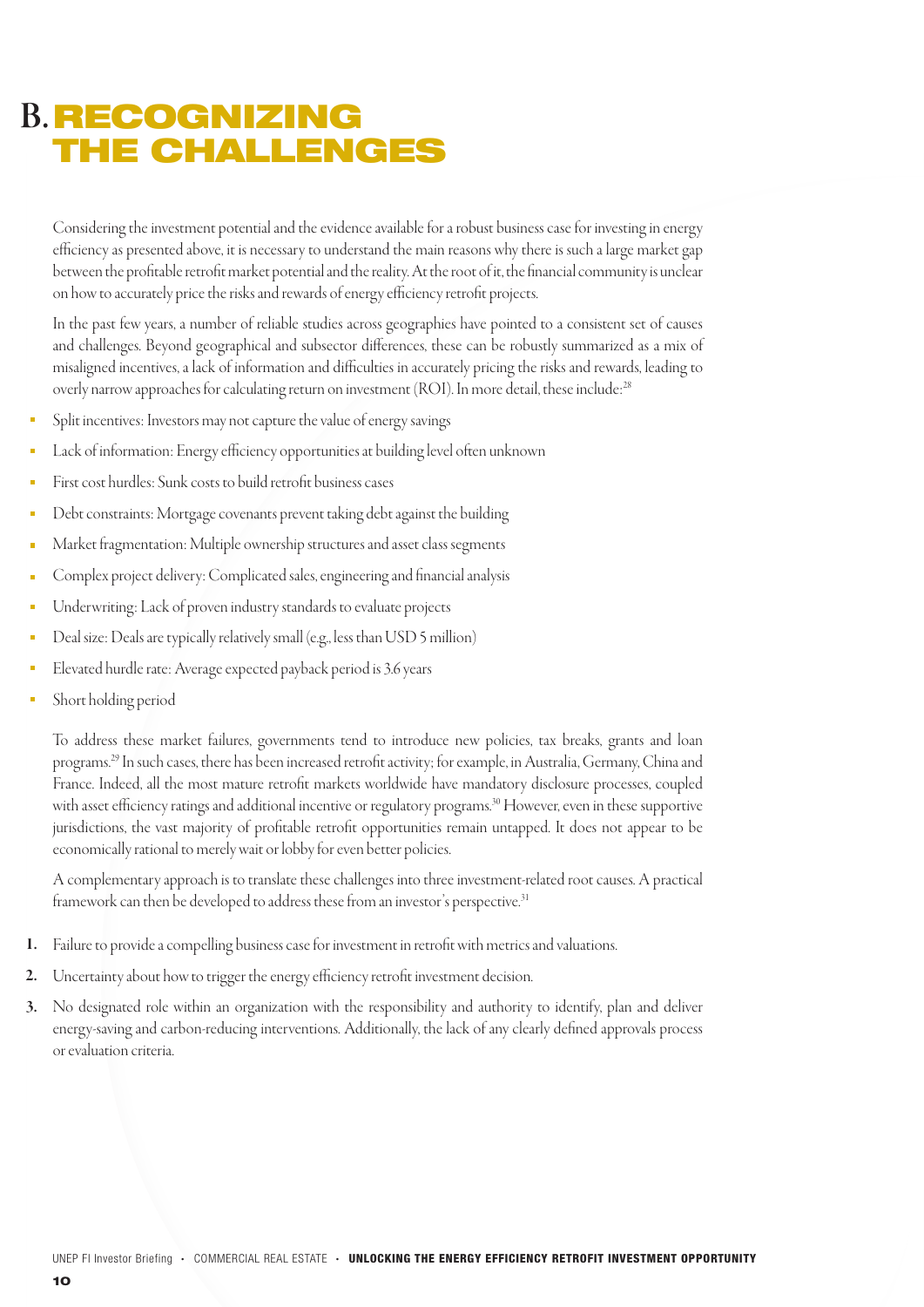# B. RECOGNIZING THE CHALLENGES

Considering the investment potential and the evidence available for a robust business case for investing in energy efficiency as presented above, it is necessary to understand the main reasons why there is such a large market gap between the profitable retrofit market potential and the reality. At the root of it, the financial community is unclear on how to accurately price the risks and rewards of energy efficiency retrofit projects.

In the past few years, a number of reliable studies across geographies have pointed to a consistent set of causes and challenges. Beyond geographical and subsector differences, these can be robustly summarized as a mix of misaligned incentives, a lack of information and difficulties in accurately pricing the risks and rewards, leading to overly narrow approaches for calculating return on investment (ROI). In more detail, these include:[28]

- Split incentives: Investors may not capture the value of energy savings
- Lack of information: Energy efficiency opportunities at building level often unknown
- First cost hurdles: Sunk costs to build retrofit business cases
- Debt constraints: Mortgage covenants prevent taking debt against the building
- Market fragmentation: Multiple ownership structures and asset class segments
- Complex project delivery: Complicated sales, engineering and financial analysis
- Underwriting: Lack of proven industry standards to evaluate projects
- Deal size: Deals are typically relatively small (e.g., less than USD 5 million)
- Elevated hurdle rate: Average expected payback period is 3.6 years
- Short holding period

To address these market failures, governments tend to introduce new policies, tax breaks, grants and loan programs.[29] In such cases, there has been increased retrofit activity; for example, in Australia, Germany, China and France. Indeed, all the most mature retrofit markets worldwide have mandatory disclosure processes, coupled with asset efficiency ratings and additional incentive or regulatory programs.[30] However, even in these supportive jurisdictions, the vast majority of profitable retrofit opportunities remain untapped. It does not appear to be economically rational to merely wait or lobby for even better policies.

A complementary approach is to translate these challenges into three investment-related root causes. A practical framework can then be developed to address these from an investor's perspective.[31]

1. Failure to provide a compelling business case for investment in retrofit with metrics and valuations.
2. Uncertainty about how to trigger the energy efficiency retrofit investment decision.
3. No designated role within an organization with the responsibility and authority to identify, plan and deliver energy-saving and carbon-reducing interventions. Additionally, the lack of any clearly defined approvals process or evaluation criteria.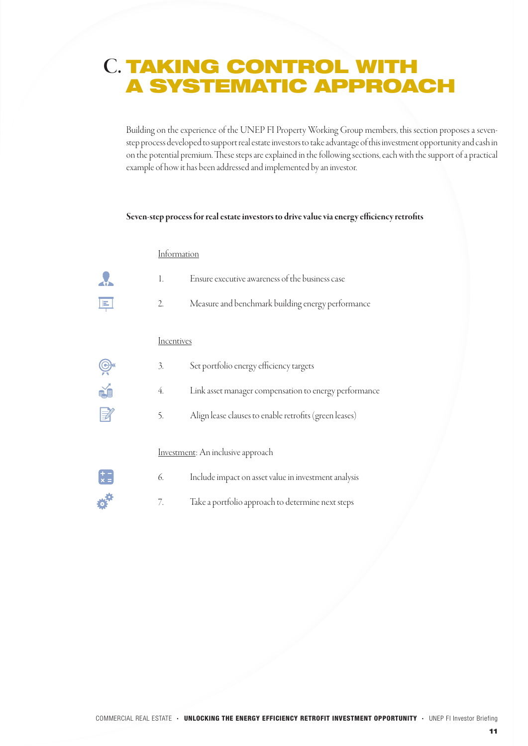# C. TAKING CONTROL WITH A SYSTEMATIC APPROACH

Building on the experience of the UNEP FI Property Working Group members, this section proposes a seven-step process developed to support real estate investors to take advantage of this investment opportunity and cash in on the potential premium. These steps are explained in the following sections, each with the support of a practical example of how it has been addressed and implemented by an investor.

**Seven-step process for real estate investors to drive value via energy efficiency retrofits**

Information

1. Ensure executive awareness of the business case
2. Measure and benchmark building energy performance

Incentives

3. Set portfolio energy efficiency targets
4. Link asset manager compensation to energy performance
5. Align lease clauses to enable retrofits (green leases)

Investment: An inclusive approach

6. Include impact on asset value in investment analysis
7. Take a portfolio approach to determine next steps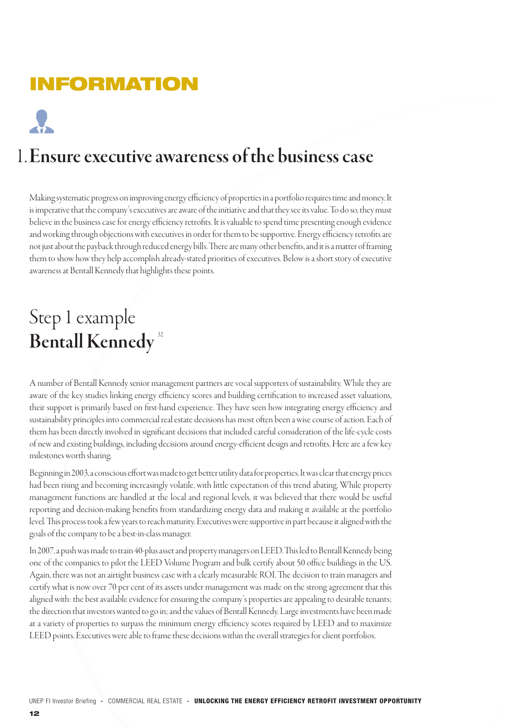# INFORMATION

## 1. Ensure executive awareness of the business case

Making systematic progress on improving energy efficiency of properties in a portfolio requires time and money. It is imperative that the company's executives are aware of the initiative and that they see its value. To do so, they must believe in the business case for energy efficiency retrofits. It is valuable to spend time presenting enough evidence and working through objections with executives in order for them to be supportive. Energy efficiency retrofits are not just about the payback through reduced energy bills. There are many other benefits, and it is a matter of framing them to show how they help accomplish already-stated priorities of executives. Below is a short story of executive awareness at Bentall Kennedy that highlights these points.

## Step 1 example **Bentall Kennedy**[32]

A number of Bentall Kennedy senior management partners are vocal supporters of sustainability. While they are aware of the key studies linking energy efficiency scores and building certification to increased asset valuations, their support is primarily based on first-hand experience. They have seen how integrating energy efficiency and sustainability principles into commercial real estate decisions has most often been a wise course of action. Each of them has been directly involved in significant decisions that included careful consideration of the life-cycle costs of new and existing buildings, including decisions around energy-efficient design and retrofits. Here are a few key milestones worth sharing.

Beginning in 2003, a conscious effort was made to get better utility data for properties. It was clear that energy prices had been rising and becoming increasingly volatile, with little expectation of this trend abating. While property management functions are handled at the local and regional levels, it was believed that there would be useful reporting and decision-making benefits from standardizing energy data and making it available at the portfolio level. This process took a few years to reach maturity. Executives were supportive in part because it aligned with the goals of the company to be a best-in-class manager.

In 2007, a push was made to train 40-plus asset and property managers on LEED. This led to Bentall Kennedy being one of the companies to pilot the LEED Volume Program and bulk certify about 50 office buildings in the US. Again, there was not an airtight business case with a clearly measurable ROI. The decision to train managers and certify what is now over 70 per cent of its assets under management was made on the strong agreement that this aligned with: the best available evidence for ensuring the company's properties are appealing to desirable tenants; the direction that investors wanted to go in; and the values of Bentall Kennedy. Large investments have been made at a variety of properties to surpass the minimum energy efficiency scores required by LEED and to maximize LEED points. Executives were able to frame these decisions within the overall strategies for client portfolios.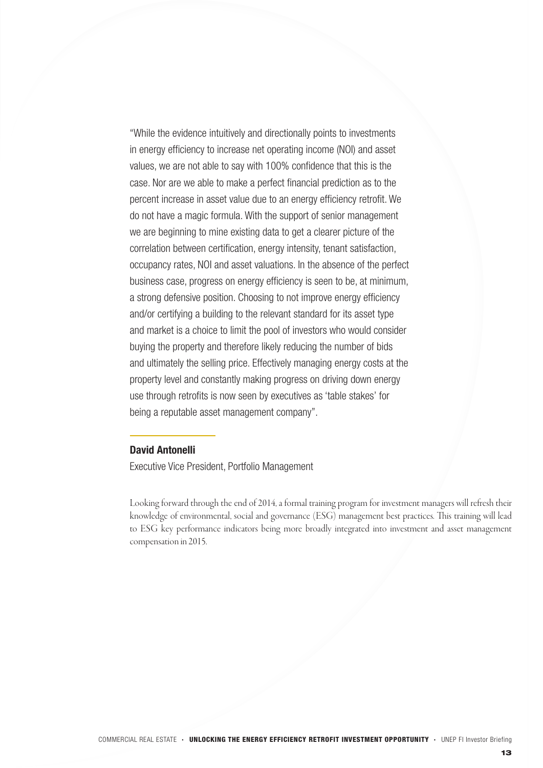"While the evidence intuitively and directionally points to investments in energy efficiency to increase net operating income (NOI) and asset values, we are not able to say with 100% confidence that this is the case. Nor are we able to make a perfect financial prediction as to the percent increase in asset value due to an energy efficiency retrofit. We do not have a magic formula. With the support of senior management we are beginning to mine existing data to get a clearer picture of the correlation between certification, energy intensity, tenant satisfaction, occupancy rates, NOI and asset valuations. In the absence of the perfect business case, progress on energy efficiency is seen to be, at minimum, a strong defensive position. Choosing to not improve energy efficiency and/or certifying a building to the relevant standard for its asset type and market is a choice to limit the pool of investors who would consider buying the property and therefore likely reducing the number of bids and ultimately the selling price. Effectively managing energy costs at the property level and constantly making progress on driving down energy use through retrofits is now seen by executives as 'table stakes' for being a reputable asset management company".

**David Antonelli**

Executive Vice President, Portfolio Management

Looking forward through the end of 2014, a formal training program for investment managers will refresh their knowledge of environmental, social and governance (ESG) management best practices. This training will lead to ESG key performance indicators being more broadly integrated into investment and asset management compensation in 2015.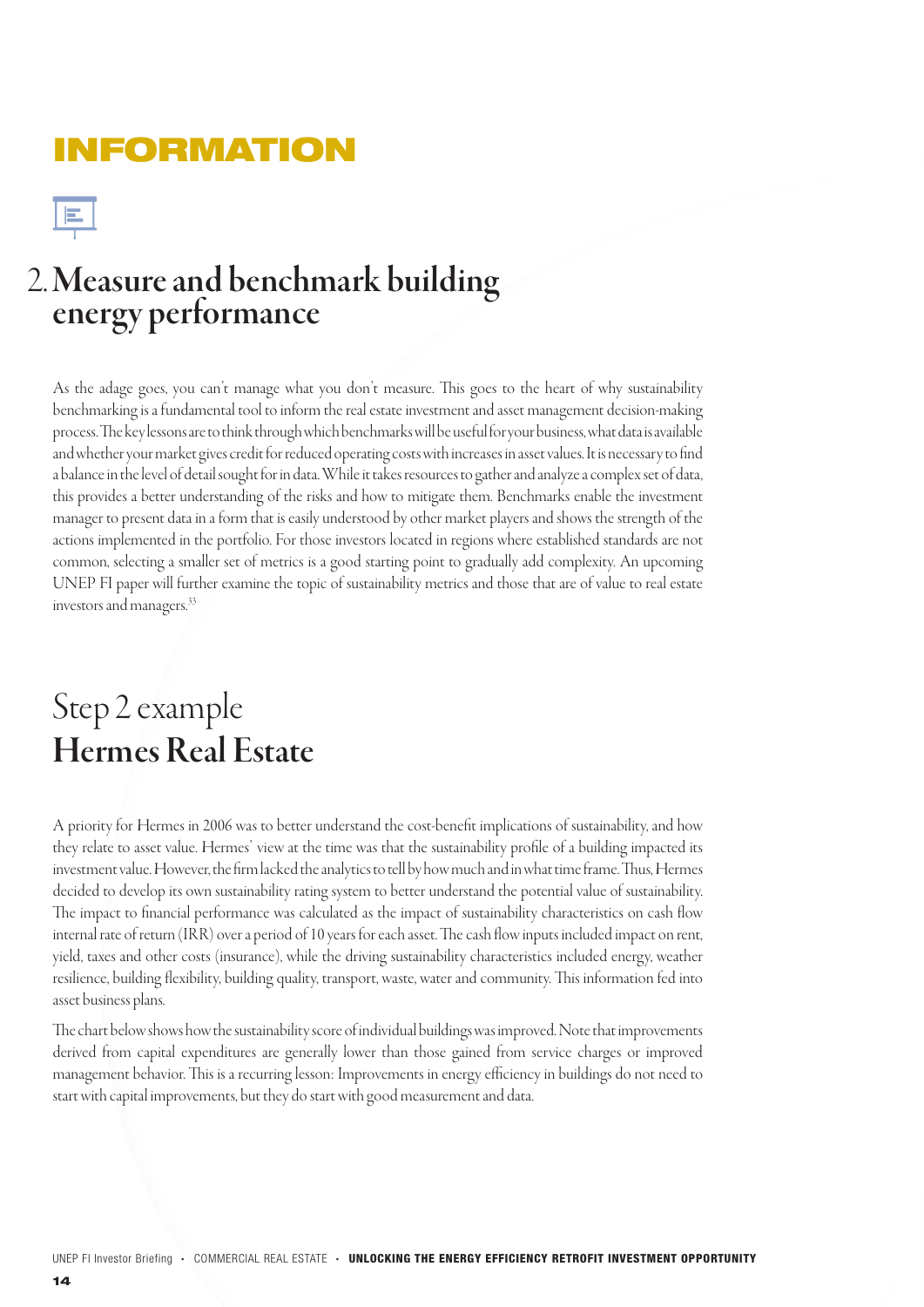# INFORMATION

## 2. Measure and benchmark building energy performance

As the adage goes, you can't manage what you don't measure. This goes to the heart of why sustainability benchmarking is a fundamental tool to inform the real estate investment and asset management decision-making process. The key lessons are to think through which benchmarks will be useful for your business, what data is available and whether your market gives credit for reduced operating costs with increases in asset values. It is necessary to find a balance in the level of detail sought for in data. While it takes resources to gather and analyze a complex set of data, this provides a better understanding of the risks and how to mitigate them. Benchmarks enable the investment manager to present data in a form that is easily understood by other market players and shows the strength of the actions implemented in the portfolio. For those investors located in regions where established standards are not common, selecting a smaller set of metrics is a good starting point to gradually add complexity. An upcoming UNEP FI paper will further examine the topic of sustainability metrics and those that are of value to real estate investors and managers.[33]

## Step 2 example
## Hermes Real Estate

A priority for Hermes in 2006 was to better understand the cost-benefit implications of sustainability, and how they relate to asset value. Hermes' view at the time was that the sustainability profile of a building impacted its investment value. However, the firm lacked the analytics to tell by how much and in what time frame. Thus, Hermes decided to develop its own sustainability rating system to better understand the potential value of sustainability. The impact to financial performance was calculated as the impact of sustainability characteristics on cash flow internal rate of return (IRR) over a period of 10 years for each asset. The cash flow inputs included impact on rent, yield, taxes and other costs (insurance), while the driving sustainability characteristics included energy, weather resilience, building flexibility, building quality, transport, waste, water and community. This information fed into asset business plans.

The chart below shows how the sustainability score of individual buildings was improved. Note that improvements derived from capital expenditures are generally lower than those gained from service charges or improved management behavior. This is a recurring lesson: Improvements in energy efficiency in buildings do not need to start with capital improvements, but they do start with good measurement and data.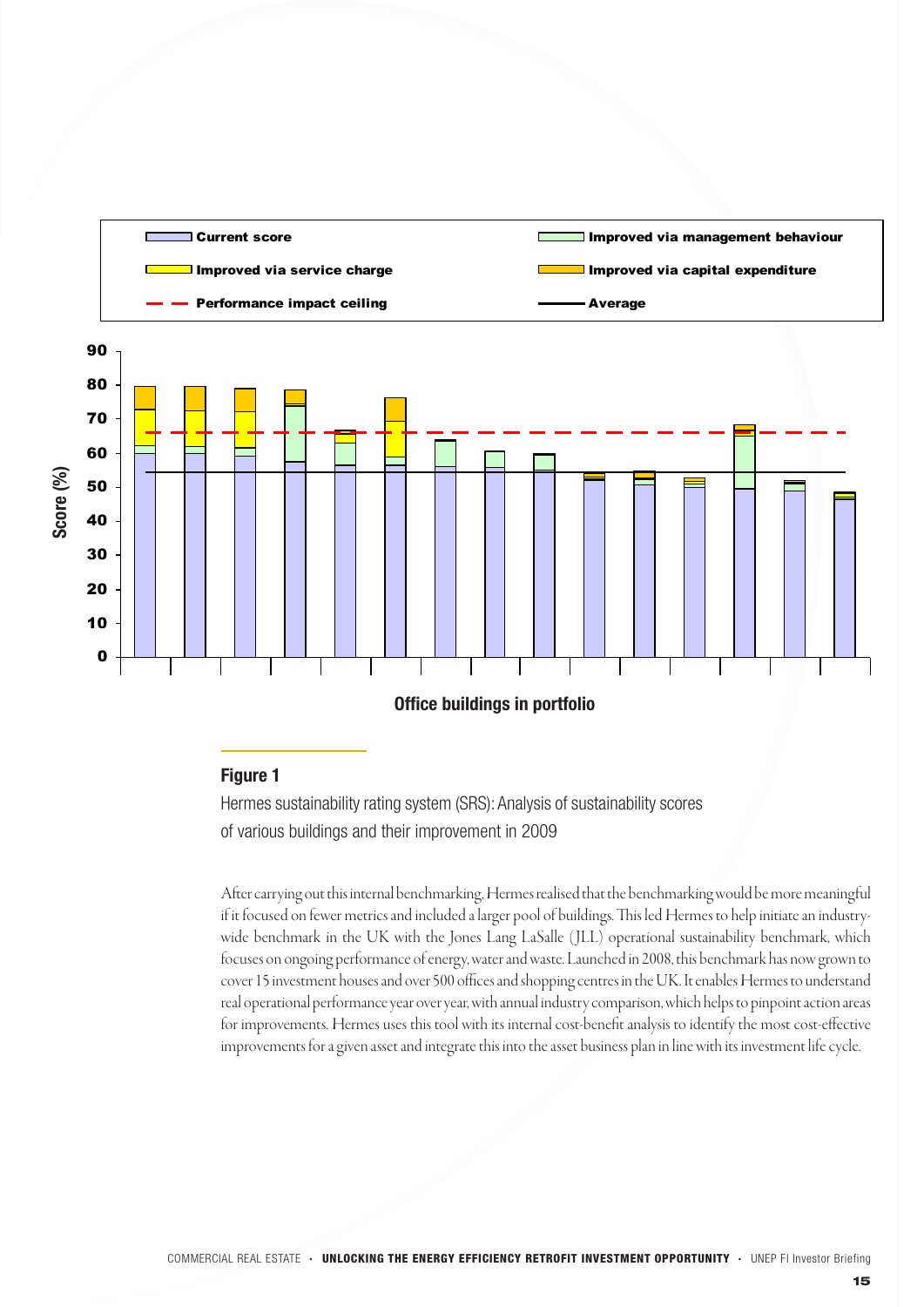**Figure 1**

Hermes sustainability rating system (SRS): Analysis of sustainability scores of various buildings and their improvement in 2009

After carrying out this internal benchmarking, Hermes realised that the benchmarking would be more meaningful if it focused on fewer metrics and included a larger pool of buildings. This led Hermes to help initiate an industry-wide benchmark in the UK with the Jones Lang LaSalle (JLL) operational sustainability benchmark, which focuses on ongoing performance of energy, water and waste. Launched in 2008, this benchmark has now grown to cover 15 investment houses and over 500 offices and shopping centres in the UK. It enables Hermes to understand real operational performance year over year, with annual industry comparison, which helps to pinpoint action areas for improvements. Hermes uses this tool with its internal cost-benefit analysis to identify the most cost-effective improvements for a given asset and integrate this into the asset business plan in line with its investment life cycle.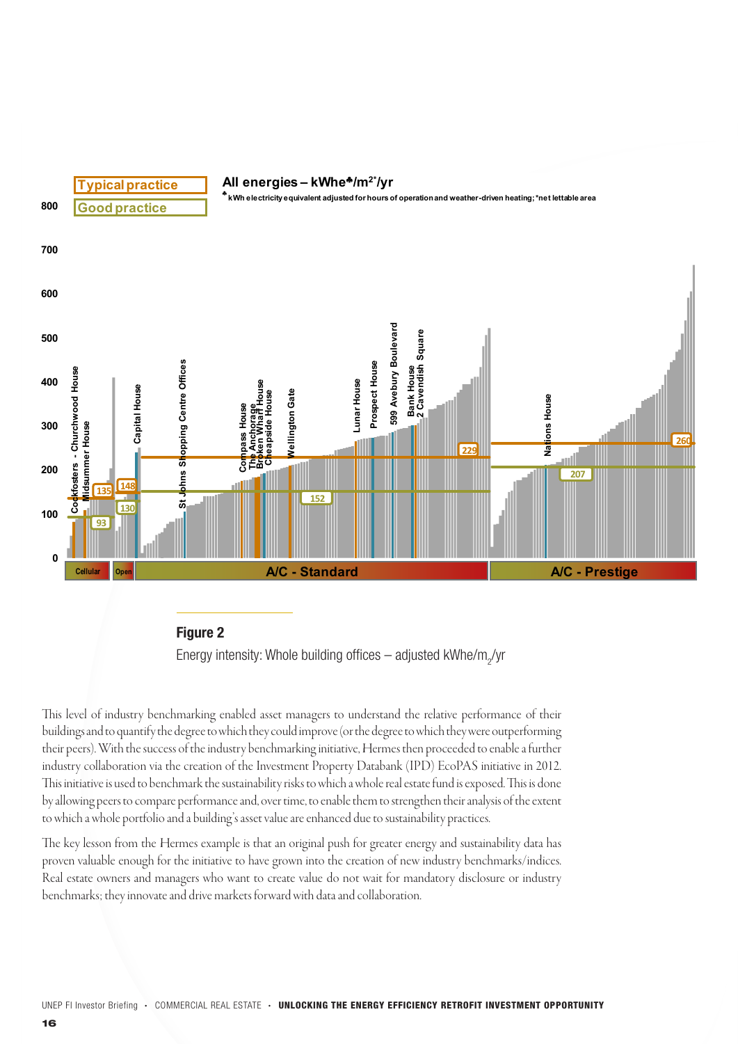Typical practice

Good practice

**All energies – kWhe♣/m²*/yr**

♣ kWh electricity equivalent adjusted for hours of operation and weather-driven heating; *net lettable area

800

700

600

500

400

300

200

100

0

Cockfosters - Churchwood House
Midsummer House
Capital House
St Johns Shopping Centre Offices
Compass House
The Anchorage
Broken Wharf House
Cheapside House
Wellington Gate
Lunar House
Prospect House
599 Avebury Boulevard
Bank House
2 Cavendish Square
Nations House

135 148 93 130 229 152 260 207

Cellular | Open | A/C - Standard | A/C - Prestige

**Figure 2**

Energy intensity: Whole building offices – adjusted kWhe/$m_2$/yr

This level of industry benchmarking enabled asset managers to understand the relative performance of their buildings and to quantify the degree to which they could improve (or the degree to which they were outperforming their peers). With the success of the industry benchmarking initiative, Hermes then proceeded to enable a further industry collaboration via the creation of the Investment Property Databank (IPD) EcoPAS initiative in 2012. This initiative is used to benchmark the sustainability risks to which a whole real estate fund is exposed. This is done by allowing peers to compare performance and, over time, to enable them to strengthen their analysis of the extent to which a whole portfolio and a building's asset value are enhanced due to sustainability practices.

The key lesson from the Hermes example is that an original push for greater energy and sustainability data has proven valuable enough for the initiative to have grown into the creation of new industry benchmarks/indices. Real estate owners and managers who want to create value do not wait for mandatory disclosure or industry benchmarks; they innovate and drive markets forward with data and collaboration.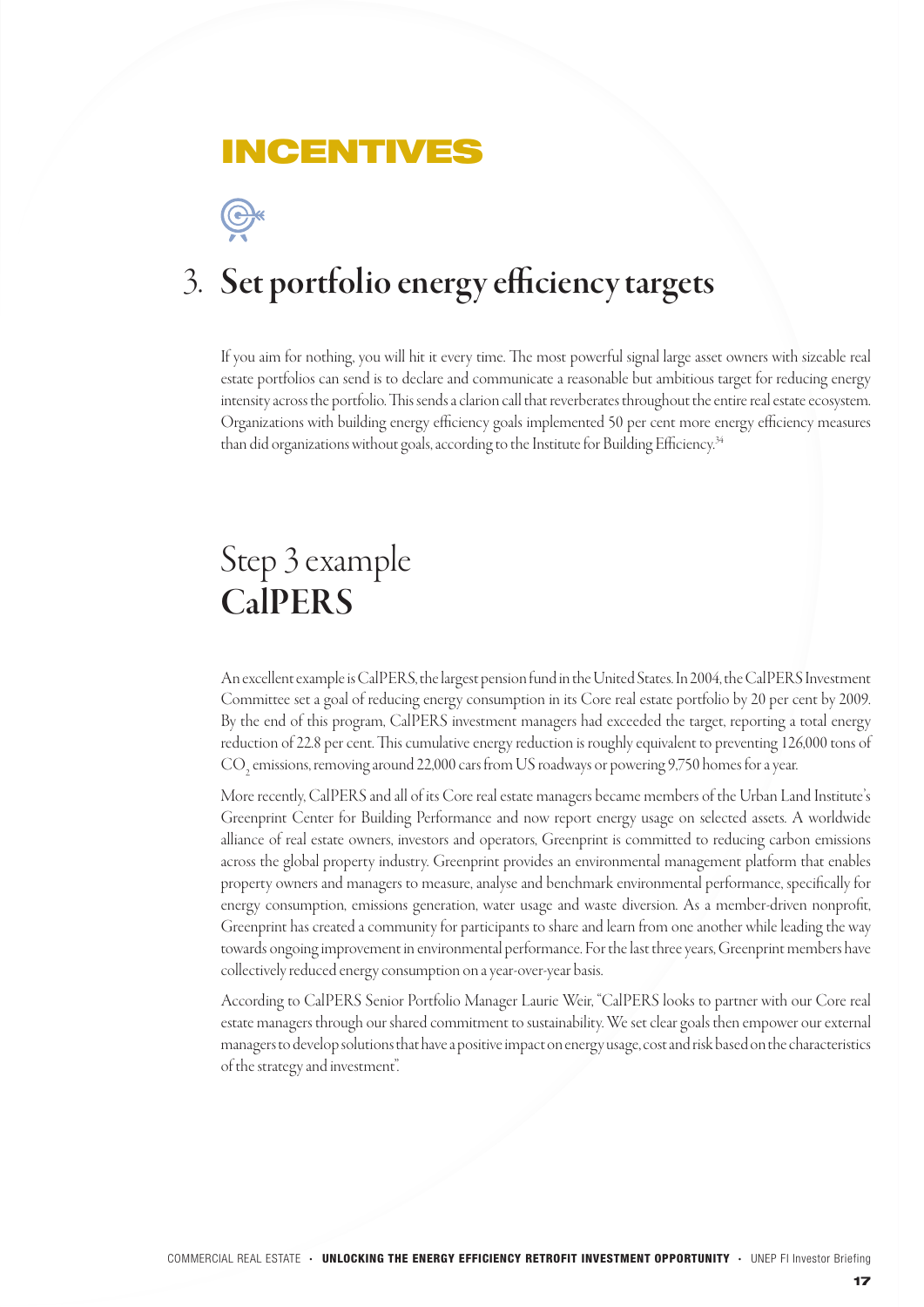# INCENTIVES

## 3. Set portfolio energy efficiency targets

If you aim for nothing, you will hit it every time. The most powerful signal large asset owners with sizeable real estate portfolios can send is to declare and communicate a reasonable but ambitious target for reducing energy intensity across the portfolio. This sends a clarion call that reverberates throughout the entire real estate ecosystem. Organizations with building energy efficiency goals implemented 50 per cent more energy efficiency measures than did organizations without goals, according to the Institute for Building Efficiency.[34]

## Step 3 example
## **CalPERS**

An excellent example is CalPERS, the largest pension fund in the United States. In 2004, the CalPERS Investment Committee set a goal of reducing energy consumption in its Core real estate portfolio by 20 per cent by 2009. By the end of this program, CalPERS investment managers had exceeded the target, reporting a total energy reduction of 22.8 per cent. This cumulative energy reduction is roughly equivalent to preventing 126,000 tons of $CO_2$ emissions, removing around 22,000 cars from US roadways or powering 9,750 homes for a year.

More recently, CalPERS and all of its Core real estate managers became members of the Urban Land Institute's Greenprint Center for Building Performance and now report energy usage on selected assets. A worldwide alliance of real estate owners, investors and operators, Greenprint is committed to reducing carbon emissions across the global property industry. Greenprint provides an environmental management platform that enables property owners and managers to measure, analyse and benchmark environmental performance, specifically for energy consumption, emissions generation, water usage and waste diversion. As a member-driven nonprofit, Greenprint has created a community for participants to share and learn from one another while leading the way towards ongoing improvement in environmental performance. For the last three years, Greenprint members have collectively reduced energy consumption on a year-over-year basis.

According to CalPERS Senior Portfolio Manager Laurie Weir, "CalPERS looks to partner with our Core real estate managers through our shared commitment to sustainability. We set clear goals then empower our external managers to develop solutions that have a positive impact on energy usage, cost and risk based on the characteristics of the strategy and investment".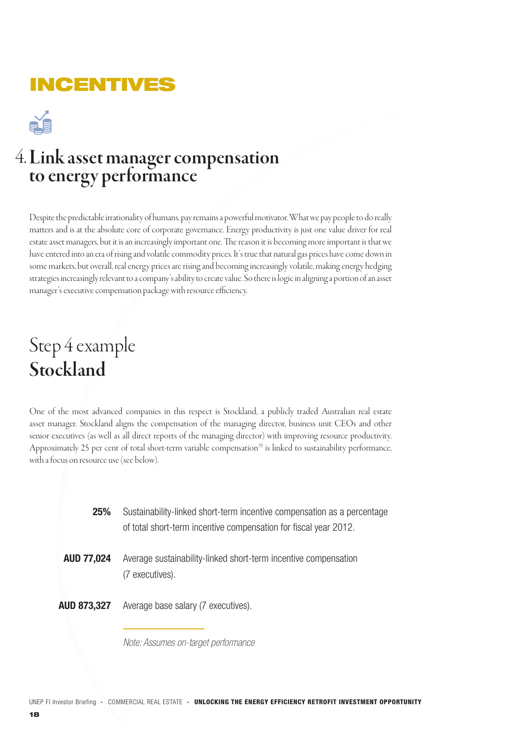# INCENTIVES

## 4. Link asset manager compensation to energy performance

Despite the predictable irrationality of humans, pay remains a powerful motivator. What we pay people to do really matters and is at the absolute core of corporate governance. Energy productivity is just one value driver for real estate asset managers, but it is an increasingly important one. The reason it is becoming more important is that we have entered into an era of rising and volatile commodity prices. It's true that natural gas prices have come down in some markets, but overall, real energy prices are rising and becoming increasingly volatile, making energy hedging strategies increasingly relevant to a company's ability to create value. So there is logic in aligning a portion of an asset manager's executive compensation package with resource efficiency.

## Step 4 example **Stockland**

One of the most advanced companies in this respect is Stockland, a publicly traded Australian real estate asset manager. Stockland aligns the compensation of the managing director, business unit CEOs and other senior executives (as well as all direct reports of the managing director) with improving resource productivity. Approximately 25 per cent of total short-term variable compensation[35] is linked to sustainability performance, with a focus on resource use (see below).

**25%** Sustainability-linked short-term incentive compensation as a percentage of total short-term incentive compensation for fiscal year 2012.

**AUD 77,024** Average sustainability-linked short-term incentive compensation (7 executives).

**AUD 873,327** Average base salary (7 executives).

*Note: Assumes on-target performance*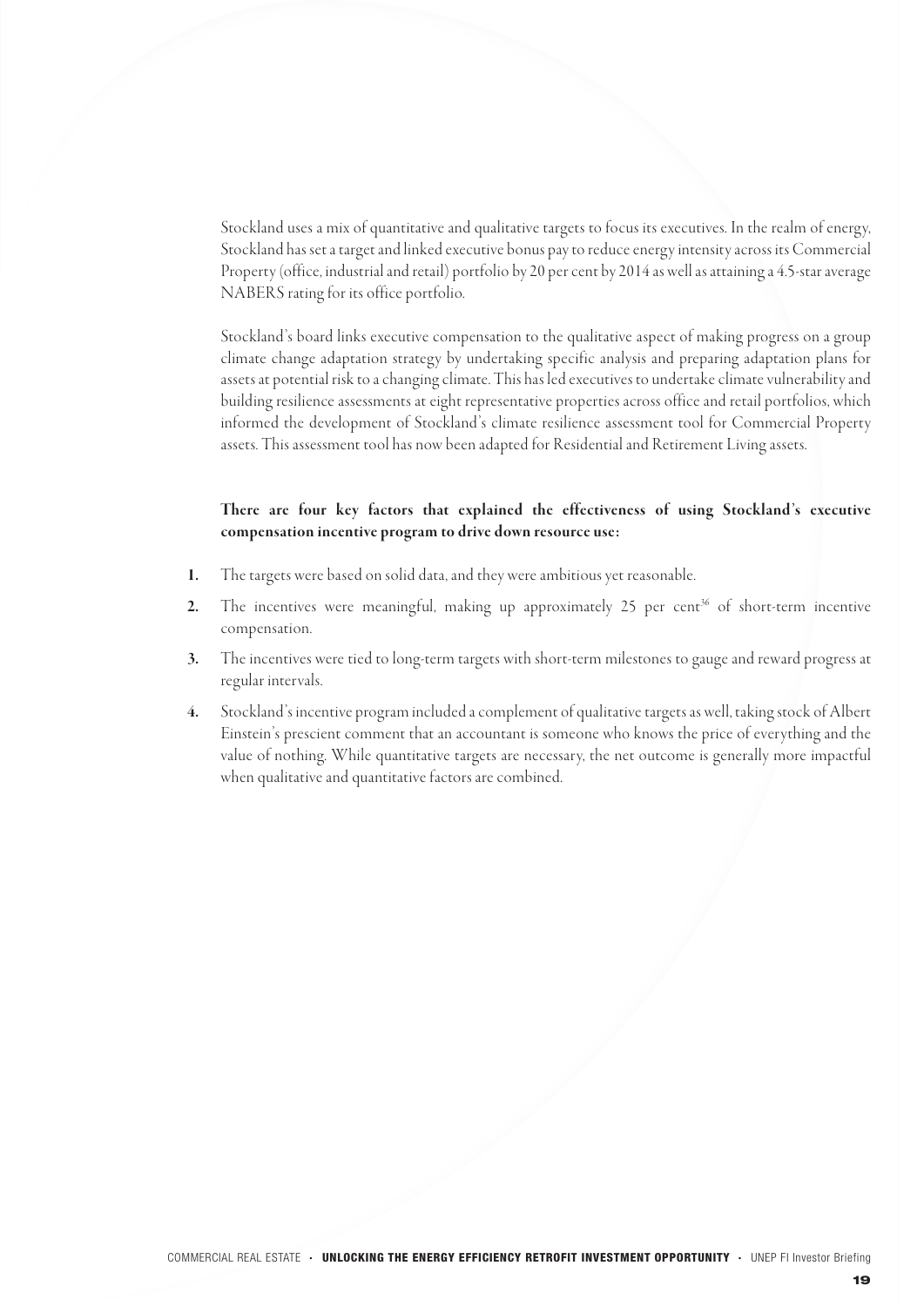Stockland uses a mix of quantitative and qualitative targets to focus its executives. In the realm of energy, Stockland has set a target and linked executive bonus pay to reduce energy intensity across its Commercial Property (office, industrial and retail) portfolio by 20 per cent by 2014 as well as attaining a 4.5-star average NABERS rating for its office portfolio.

Stockland's board links executive compensation to the qualitative aspect of making progress on a group climate change adaptation strategy by undertaking specific analysis and preparing adaptation plans for assets at potential risk to a changing climate. This has led executives to undertake climate vulnerability and building resilience assessments at eight representative properties across office and retail portfolios, which informed the development of Stockland's climate resilience assessment tool for Commercial Property assets. This assessment tool has now been adapted for Residential and Retirement Living assets.

**There are four key factors that explained the effectiveness of using Stockland's executive compensation incentive program to drive down resource use:**

1. The targets were based on solid data, and they were ambitious yet reasonable.
2. The incentives were meaningful, making up approximately 25 per cent[36] of short-term incentive compensation.
3. The incentives were tied to long-term targets with short-term milestones to gauge and reward progress at regular intervals.
4. Stockland's incentive program included a complement of qualitative targets as well, taking stock of Albert Einstein's prescient comment that an accountant is someone who knows the price of everything and the value of nothing. While quantitative targets are necessary, the net outcome is generally more impactful when qualitative and quantitative factors are combined.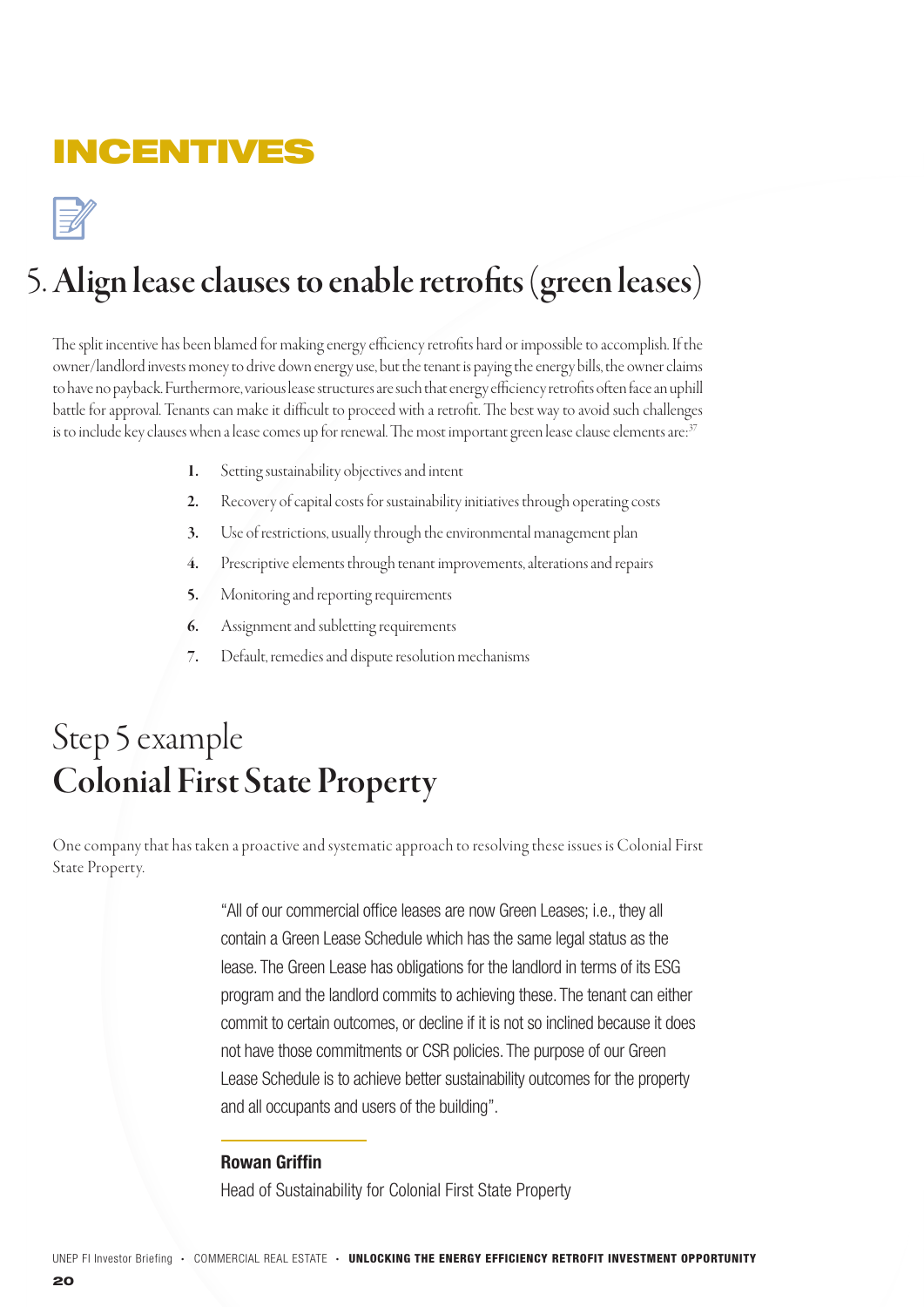# INCENTIVES

## 5. Align lease clauses to enable retrofits (green leases)

The split incentive has been blamed for making energy efficiency retrofits hard or impossible to accomplish. If the owner/landlord invests money to drive down energy use, but the tenant is paying the energy bills, the owner claims to have no payback. Furthermore, various lease structures are such that energy efficiency retrofits often face an uphill battle for approval. Tenants can make it difficult to proceed with a retrofit. The best way to avoid such challenges is to include key clauses when a lease comes up for renewal. The most important green lease clause elements are:[37]

1. Setting sustainability objectives and intent
2. Recovery of capital costs for sustainability initiatives through operating costs
3. Use of restrictions, usually through the environmental management plan
4. Prescriptive elements through tenant improvements, alterations and repairs
5. Monitoring and reporting requirements
6. Assignment and subletting requirements
7. Default, remedies and dispute resolution mechanisms

## Step 5 example
## Colonial First State Property

One company that has taken a proactive and systematic approach to resolving these issues is Colonial First State Property.

> "All of our commercial office leases are now Green Leases; i.e., they all contain a Green Lease Schedule which has the same legal status as the lease. The Green Lease has obligations for the landlord in terms of its ESG program and the landlord commits to achieving these. The tenant can either commit to certain outcomes, or decline if it is not so inclined because it does not have those commitments or CSR policies. The purpose of our Green Lease Schedule is to achieve better sustainability outcomes for the property and all occupants and users of the building".

**Rowan Griffin**
Head of Sustainability for Colonial First State Property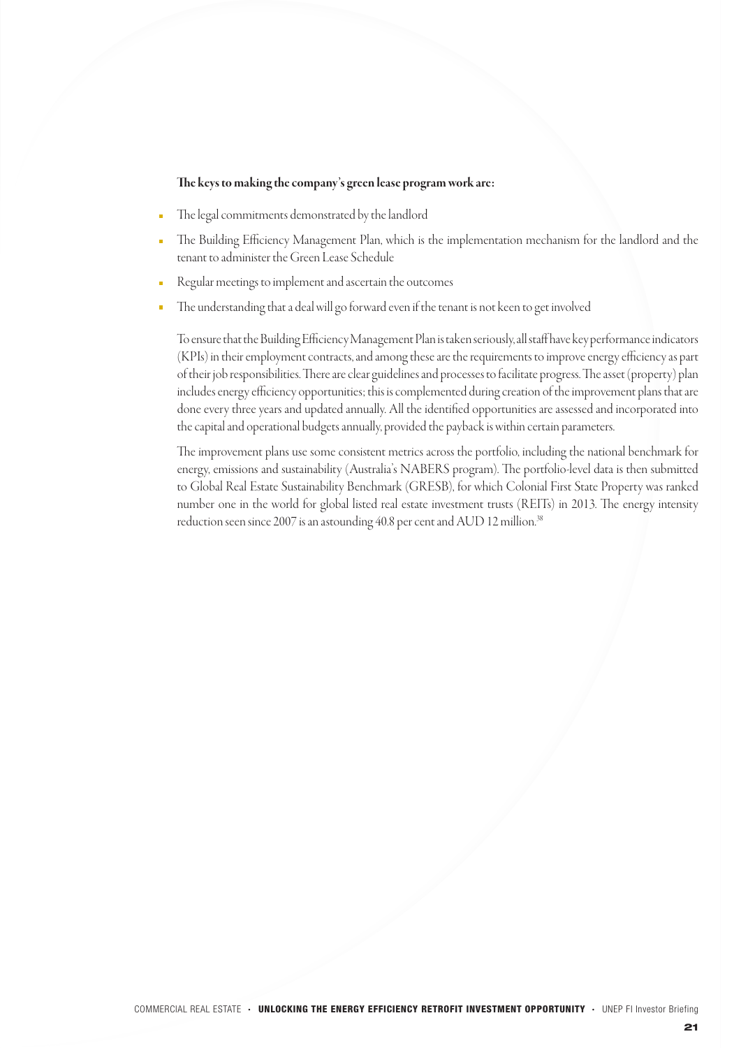**The keys to making the company's green lease program work are:**

- The legal commitments demonstrated by the landlord
- The Building Efficiency Management Plan, which is the implementation mechanism for the landlord and the tenant to administer the Green Lease Schedule
- Regular meetings to implement and ascertain the outcomes
- The understanding that a deal will go forward even if the tenant is not keen to get involved

To ensure that the Building Efficiency Management Plan is taken seriously, all staff have key performance indicators (KPIs) in their employment contracts, and among these are the requirements to improve energy efficiency as part of their job responsibilities. There are clear guidelines and processes to facilitate progress. The asset (property) plan includes energy efficiency opportunities; this is complemented during creation of the improvement plans that are done every three years and updated annually. All the identified opportunities are assessed and incorporated into the capital and operational budgets annually, provided the payback is within certain parameters.

The improvement plans use some consistent metrics across the portfolio, including the national benchmark for energy, emissions and sustainability (Australia's NABERS program). The portfolio-level data is then submitted to Global Real Estate Sustainability Benchmark (GRESB), for which Colonial First State Property was ranked number one in the world for global listed real estate investment trusts (REITs) in 2013. The energy intensity reduction seen since 2007 is an astounding 40.8 per cent and AUD 12 million.[38]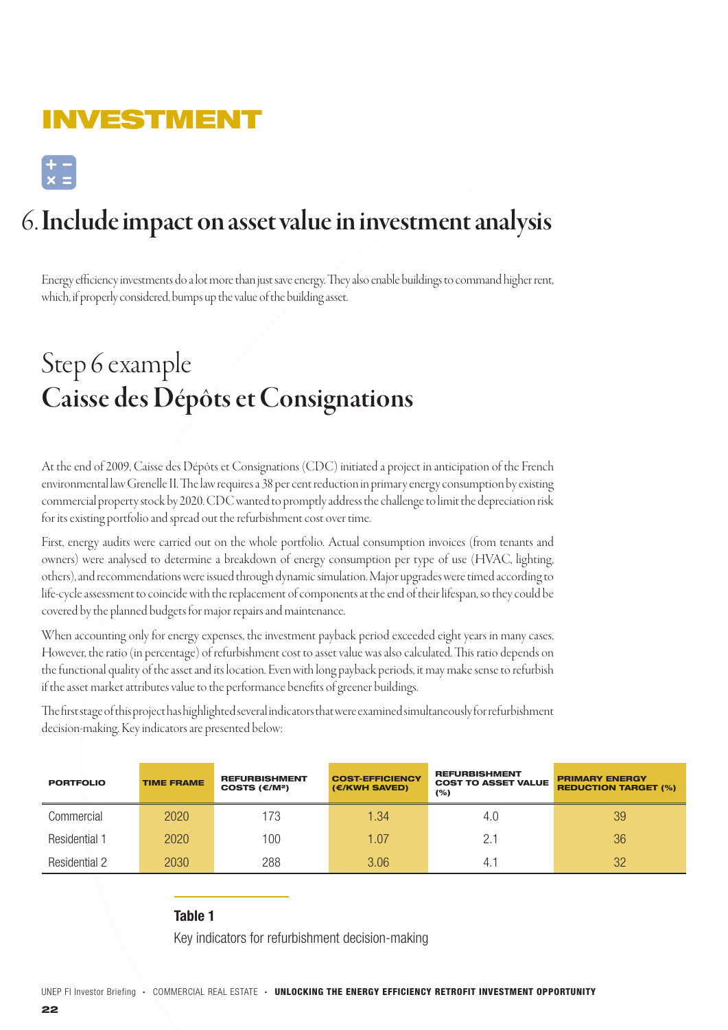# INVESTMENT

## 6. Include impact on asset value in investment analysis

Energy efficiency investments do a lot more than just save energy. They also enable buildings to command higher rent, which, if properly considered, bumps up the value of the building asset.

## Step 6 example
## Caisse des Dépôts et Consignations

At the end of 2009, Caisse des Dépôts et Consignations (CDC) initiated a project in anticipation of the French environmental law Grenelle II. The law requires a 38 per cent reduction in primary energy consumption by existing commercial property stock by 2020. CDC wanted to promptly address the challenge to limit the depreciation risk for its existing portfolio and spread out the refurbishment cost over time.

First, energy audits were carried out on the whole portfolio. Actual consumption invoices (from tenants and owners) were analysed to determine a breakdown of energy consumption per type of use (HVAC, lighting, others), and recommendations were issued through dynamic simulation. Major upgrades were timed according to life-cycle assessment to coincide with the replacement of components at the end of their lifespan, so they could be covered by the planned budgets for major repairs and maintenance.

When accounting only for energy expenses, the investment payback period exceeded eight years in many cases. However, the ratio (in percentage) of refurbishment cost to asset value was also calculated. This ratio depends on the functional quality of the asset and its location. Even with long payback periods, it may make sense to refurbish if the asset market attributes value to the performance benefits of greener buildings.

The first stage of this project has highlighted several indicators that were examined simultaneously for refurbishment decision-making. Key indicators are presented below:

| PORTFOLIO | TIME FRAME | REFURBISHMENT COSTS (€/M²) | COST-EFFICIENCY (€/KWH SAVED) | REFURBISHMENT COST TO ASSET VALUE (%) | PRIMARY ENERGY REDUCTION TARGET (%) |
|---|---|---|---|---|---|
| Commercial | 2020 | 173 | 1.34 | 4.0 | 39 |
| Residential 1 | 2020 | 100 | 1.07 | 2.1 | 36 |
| Residential 2 | 2030 | 288 | 3.06 | 4.1 | 32 |

**Table 1**

Key indicators for refurbishment decision-making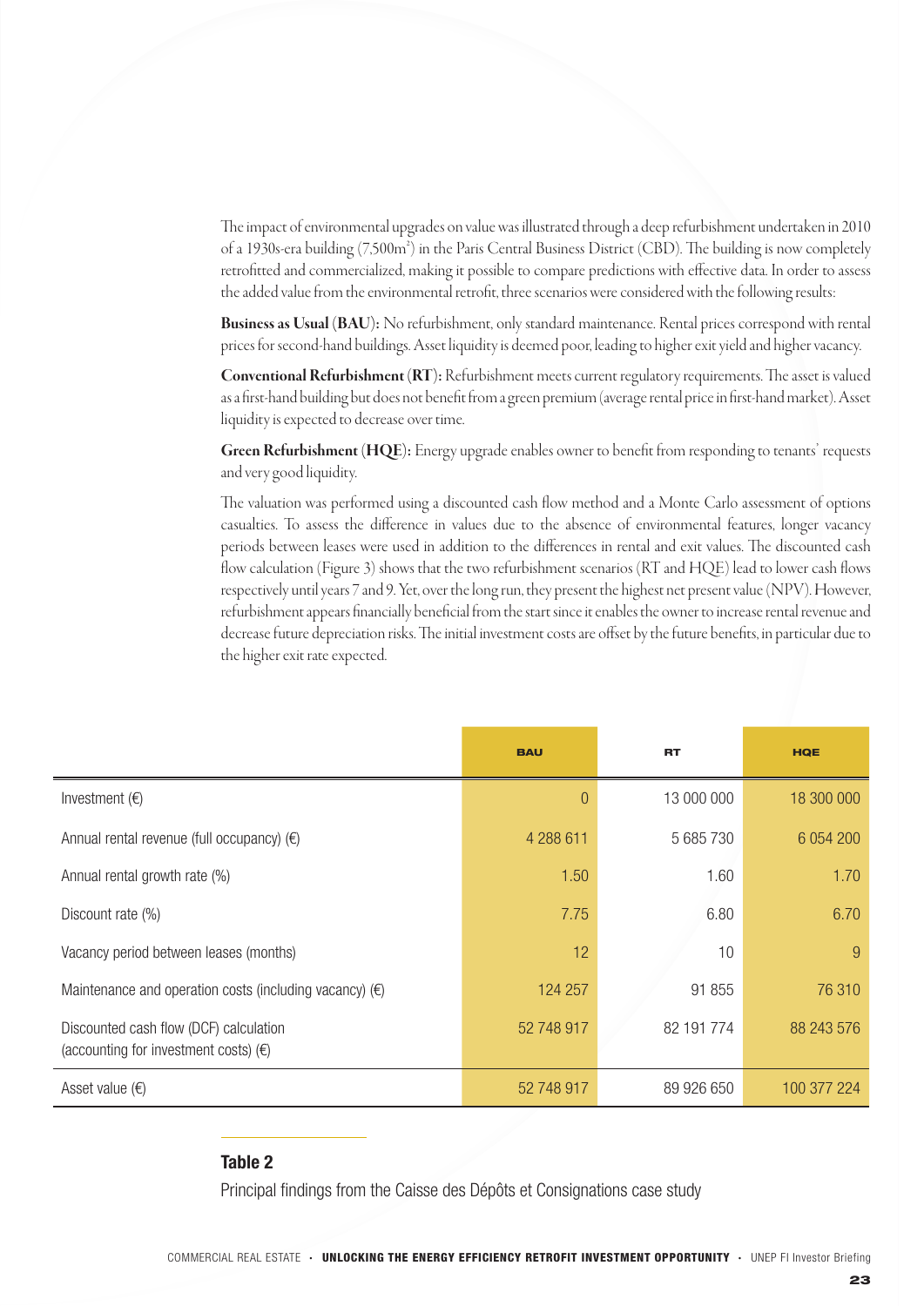The impact of environmental upgrades on value was illustrated through a deep refurbishment undertaken in 2010 of a 1930s-era building (7,500m$^2$) in the Paris Central Business District (CBD). The building is now completely retrofitted and commercialized, making it possible to compare predictions with effective data. In order to assess the added value from the environmental retrofit, three scenarios were considered with the following results:

**Business as Usual (BAU):** No refurbishment, only standard maintenance. Rental prices correspond with rental prices for second-hand buildings. Asset liquidity is deemed poor, leading to higher exit yield and higher vacancy.

**Conventional Refurbishment (RT):** Refurbishment meets current regulatory requirements. The asset is valued as a first-hand building but does not benefit from a green premium (average rental price in first-hand market). Asset liquidity is expected to decrease over time.

**Green Refurbishment (HQE):** Energy upgrade enables owner to benefit from responding to tenants' requests and very good liquidity.

The valuation was performed using a discounted cash flow method and a Monte Carlo assessment of options casualties. To assess the difference in values due to the absence of environmental features, longer vacancy periods between leases were used in addition to the differences in rental and exit values. The discounted cash flow calculation (Figure 3) shows that the two refurbishment scenarios (RT and HQE) lead to lower cash flows respectively until years 7 and 9. Yet, over the long run, they present the highest net present value (NPV). However, refurbishment appears financially beneficial from the start since it enables the owner to increase rental revenue and decrease future depreciation risks. The initial investment costs are offset by the future benefits, in particular due to the higher exit rate expected.

| | BAU | RT | HQE |
|---|---|---|---|
| Investment (€) | 0 | 13 000 000 | 18 300 000 |
| Annual rental revenue (full occupancy) (€) | 4 288 611 | 5 685 730 | 6 054 200 |
| Annual rental growth rate (%) | 1.50 | 1.60 | 1.70 |
| Discount rate (%) | 7.75 | 6.80 | 6.70 |
| Vacancy period between leases (months) | 12 | 10 | 9 |
| Maintenance and operation costs (including vacancy) (€) | 124 257 | 91 855 | 76 310 |
| Discounted cash flow (DCF) calculation (accounting for investment costs) (€) | 52 748 917 | 82 191 774 | 88 243 576 |
| Asset value (€) | 52 748 917 | 89 926 650 | 100 377 224 |

**Table 2**

Principal findings from the Caisse des Dépôts et Consignations case study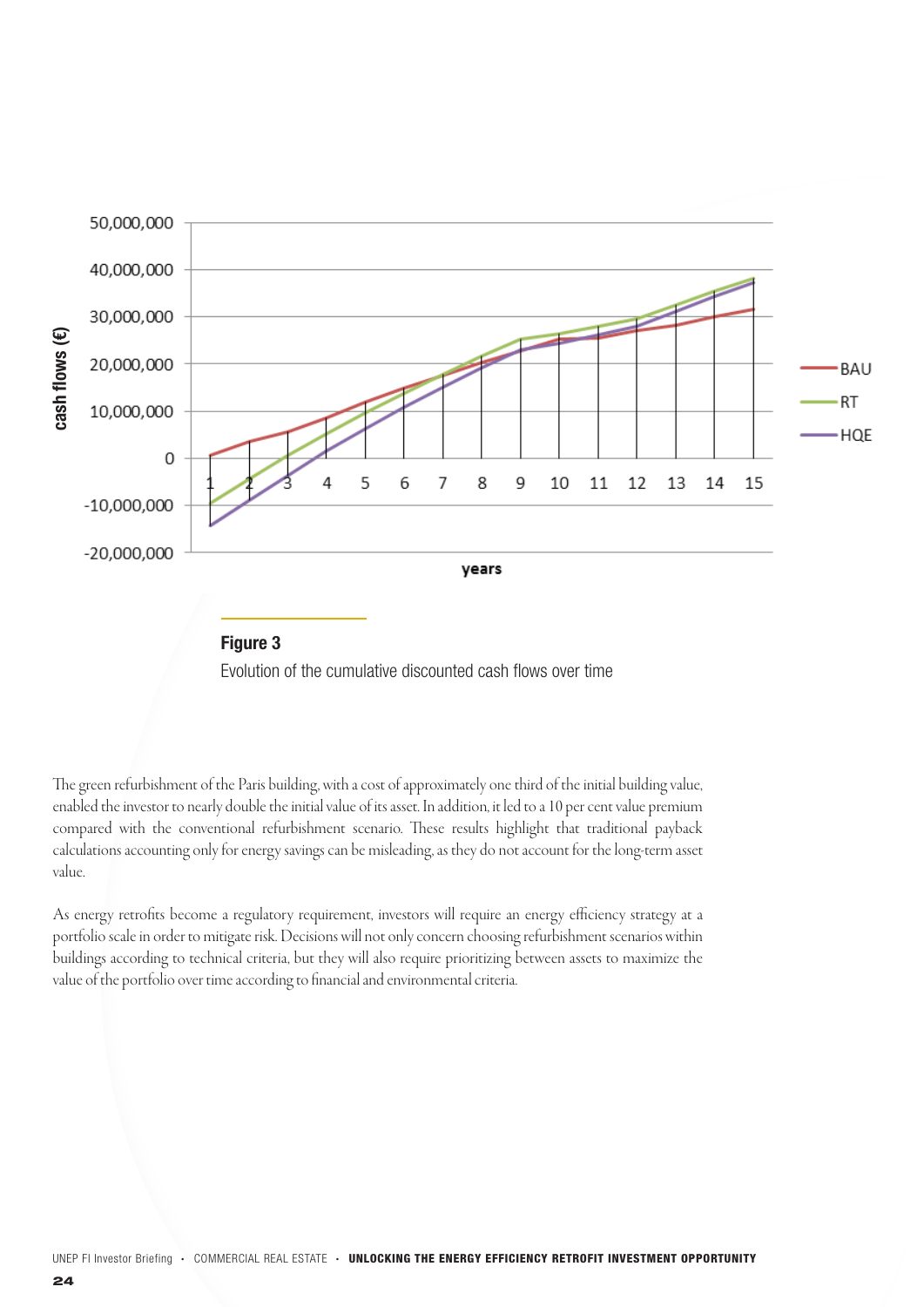**Figure 3**

Evolution of the cumulative discounted cash flows over time

The green refurbishment of the Paris building, with a cost of approximately one third of the initial building value, enabled the investor to nearly double the initial value of its asset. In addition, it led to a 10 per cent value premium compared with the conventional refurbishment scenario. These results highlight that traditional payback calculations accounting only for energy savings can be misleading, as they do not account for the long-term asset value.

As energy retrofits become a regulatory requirement, investors will require an energy efficiency strategy at a portfolio scale in order to mitigate risk. Decisions will not only concern choosing refurbishment scenarios within buildings according to technical criteria, but they will also require prioritizing between assets to maximize the value of the portfolio over time according to financial and environmental criteria.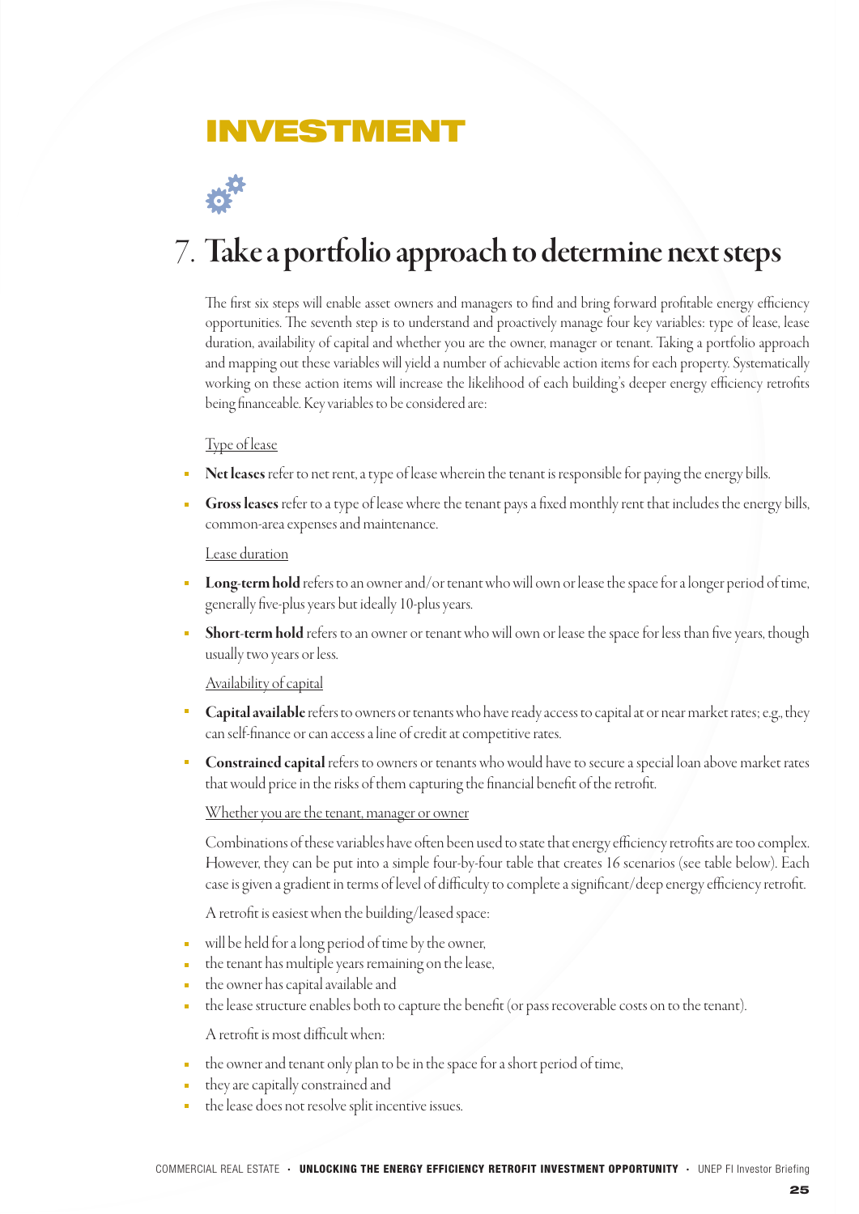# INVESTMENT

## 7. Take a portfolio approach to determine next steps

The first six steps will enable asset owners and managers to find and bring forward profitable energy efficiency opportunities. The seventh step is to understand and proactively manage four key variables: type of lease, lease duration, availability of capital and whether you are the owner, manager or tenant. Taking a portfolio approach and mapping out these variables will yield a number of achievable action items for each property. Systematically working on these action items will increase the likelihood of each building's deeper energy efficiency retrofits being financeable. Key variables to be considered are:

Type of lease

- **Net leases** refer to net rent, a type of lease wherein the tenant is responsible for paying the energy bills.
- **Gross leases** refer to a type of lease where the tenant pays a fixed monthly rent that includes the energy bills, common-area expenses and maintenance.

Lease duration

- **Long-term hold** refers to an owner and/or tenant who will own or lease the space for a longer period of time, generally five-plus years but ideally 10-plus years.
- **Short-term hold** refers to an owner or tenant who will own or lease the space for less than five years, though usually two years or less.

Availability of capital

- **Capital available** refers to owners or tenants who have ready access to capital at or near market rates; e.g., they can self-finance or can access a line of credit at competitive rates.
- **Constrained capital** refers to owners or tenants who would have to secure a special loan above market rates that would price in the risks of them capturing the financial benefit of the retrofit.

Whether you are the tenant, manager or owner

Combinations of these variables have often been used to state that energy efficiency retrofits are too complex. However, they can be put into a simple four-by-four table that creates 16 scenarios (see table below). Each case is given a gradient in terms of level of difficulty to complete a significant/deep energy efficiency retrofit.

A retrofit is easiest when the building/leased space:

- will be held for a long period of time by the owner,
- the tenant has multiple years remaining on the lease,
- the owner has capital available and
- the lease structure enables both to capture the benefit (or pass recoverable costs on to the tenant).

A retrofit is most difficult when:

- the owner and tenant only plan to be in the space for a short period of time,
- they are capitally constrained and
- the lease does not resolve split incentive issues.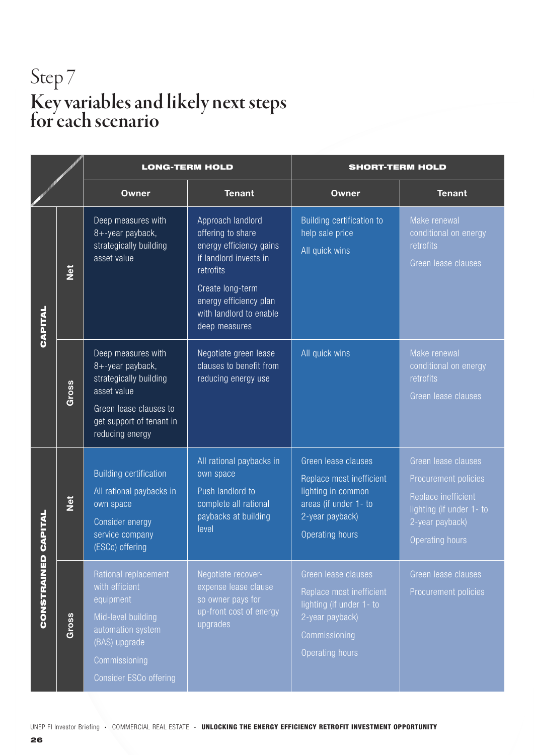Step 7

# Key variables and likely next steps for each scenario

| | | LONG-TERM HOLD | | SHORT-TERM HOLD | |
|---|---|---|---|---|---|
| | | **Owner** | **Tenant** | **Owner** | **Tenant** |
| **CAPITAL** | **Net** | Deep measures with 8+-year payback, strategically building asset value | Approach landlord offering to share energy efficiency gains if landlord invests in retrofits<br><br>Create long-term energy efficiency plan with landlord to enable deep measures | Building certification to help sale price<br><br>All quick wins | Make renewal conditional on energy retrofits<br><br>Green lease clauses |
| **CAPITAL** | **Gross** | Deep measures with 8+-year payback, strategically building asset value<br><br>Green lease clauses to get support of tenant in reducing energy | Negotiate green lease clauses to benefit from reducing energy use | All quick wins | Make renewal conditional on energy retrofits<br><br>Green lease clauses |
| **CONSTRAINED CAPITAL** | **Net** | Building certification<br><br>All rational paybacks in own space<br><br>Consider energy service company (ESCo) offering | All rational paybacks in own space<br><br>Push landlord to complete all rational paybacks at building level | Green lease clauses<br><br>Replace most inefficient lighting in common areas (if under 1- to 2-year payback)<br><br>Operating hours | Green lease clauses<br><br>Procurement policies<br><br>Replace inefficient lighting (if under 1- to 2-year payback)<br><br>Operating hours |
| **CONSTRAINED CAPITAL** | **Gross** | Rational replacement with efficient equipment<br><br>Mid-level building automation system (BAS) upgrade<br><br>Commissioning<br><br>Consider ESCo offering | Negotiate recover-expense lease clause so owner pays for up-front cost of energy upgrades | Green lease clauses<br><br>Replace most inefficient lighting (if under 1- to 2-year payback)<br><br>Commissioning<br><br>Operating hours | Green lease clauses<br><br>Procurement policies |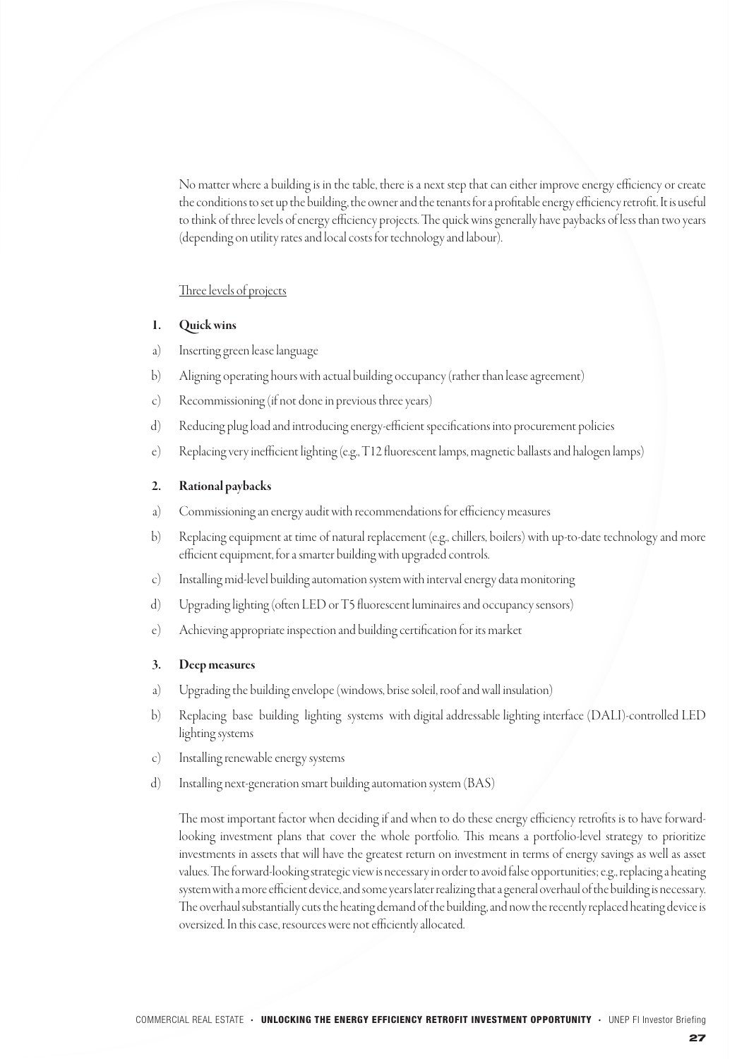No matter where a building is in the table, there is a next step that can either improve energy efficiency or create the conditions to set up the building, the owner and the tenants for a profitable energy efficiency retrofit. It is useful to think of three levels of energy efficiency projects. The quick wins generally have paybacks of less than two years (depending on utility rates and local costs for technology and labour).

Three levels of projects

**1. Quick wins**

a) Inserting green lease language

b) Aligning operating hours with actual building occupancy (rather than lease agreement)

c) Recommissioning (if not done in previous three years)

d) Reducing plug load and introducing energy-efficient specifications into procurement policies

e) Replacing very inefficient lighting (e.g., T12 fluorescent lamps, magnetic ballasts and halogen lamps)

**2. Rational paybacks**

a) Commissioning an energy audit with recommendations for efficiency measures

b) Replacing equipment at time of natural replacement (e.g., chillers, boilers) with up-to-date technology and more efficient equipment, for a smarter building with upgraded controls.

c) Installing mid-level building automation system with interval energy data monitoring

d) Upgrading lighting (often LED or T5 fluorescent luminaires and occupancy sensors)

e) Achieving appropriate inspection and building certification for its market

**3. Deep measures**

a) Upgrading the building envelope (windows, brise soleil, roof and wall insulation)

b) Replacing base building lighting systems with digital addressable lighting interface (DALI)-controlled LED lighting systems

c) Installing renewable energy systems

d) Installing next-generation smart building automation system (BAS)

The most important factor when deciding if and when to do these energy efficiency retrofits is to have forward-looking investment plans that cover the whole portfolio. This means a portfolio-level strategy to prioritize investments in assets that will have the greatest return on investment in terms of energy savings as well as asset values. The forward-looking strategic view is necessary in order to avoid false opportunities; e.g., replacing a heating system with a more efficient device, and some years later realizing that a general overhaul of the building is necessary. The overhaul substantially cuts the heating demand of the building, and now the recently replaced heating device is oversized. In this case, resources were not efficiently allocated.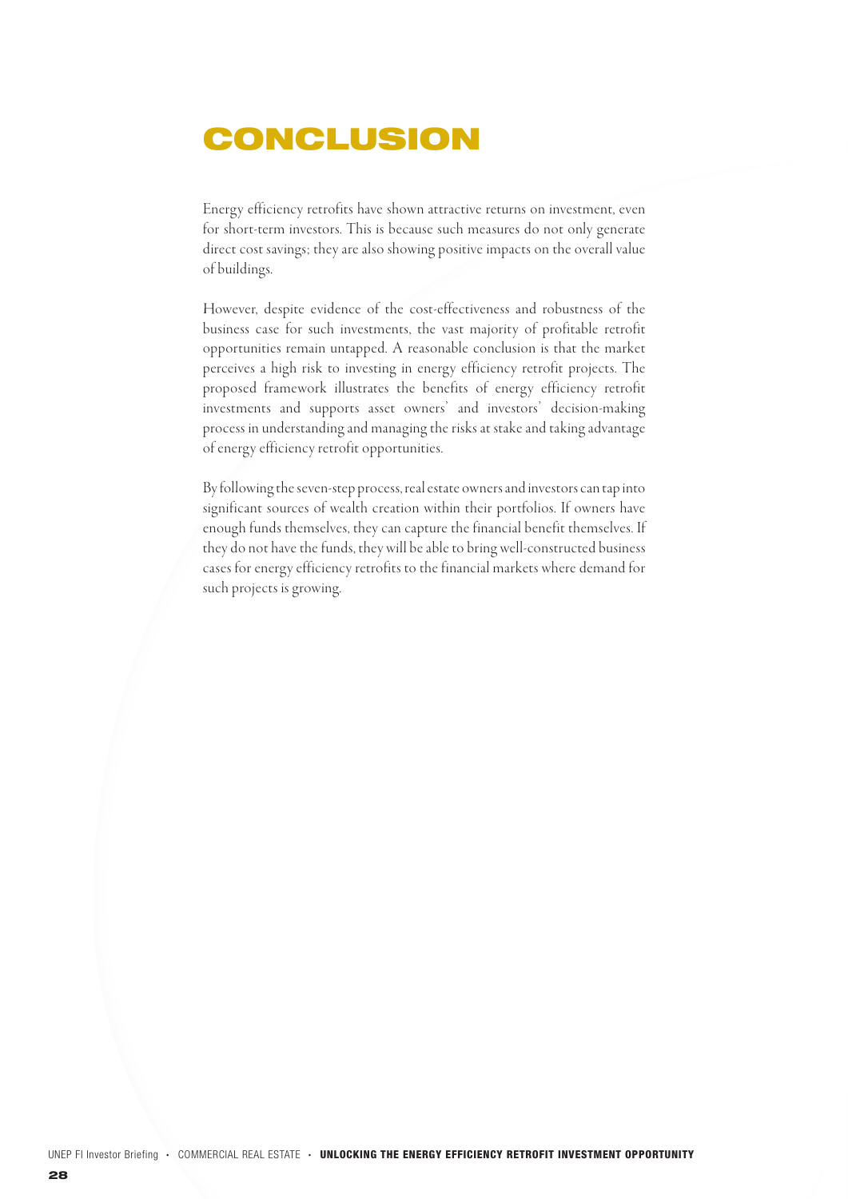# CONCLUSION

Energy efficiency retrofits have shown attractive returns on investment, even for short-term investors. This is because such measures do not only generate direct cost savings; they are also showing positive impacts on the overall value of buildings.

However, despite evidence of the cost-effectiveness and robustness of the business case for such investments, the vast majority of profitable retrofit opportunities remain untapped. A reasonable conclusion is that the market perceives a high risk to investing in energy efficiency retrofit projects. The proposed framework illustrates the benefits of energy efficiency retrofit investments and supports asset owners' and investors' decision-making process in understanding and managing the risks at stake and taking advantage of energy efficiency retrofit opportunities.

By following the seven-step process, real estate owners and investors can tap into significant sources of wealth creation within their portfolios. If owners have enough funds themselves, they can capture the financial benefit themselves. If they do not have the funds, they will be able to bring well-constructed business cases for energy efficiency retrofits to the financial markets where demand for such projects is growing.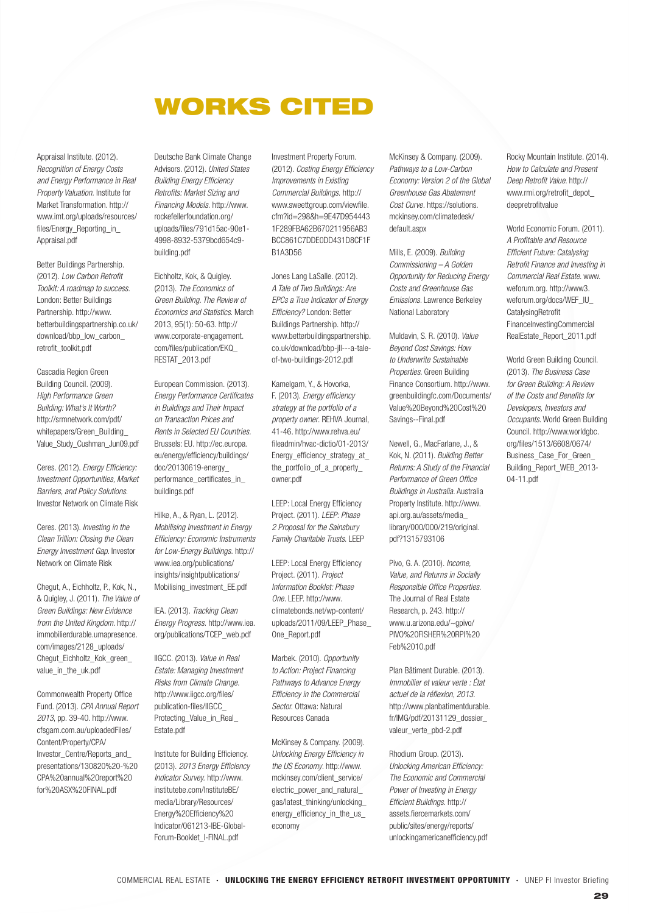# WORKS CITED

Appraisal Institute. (2012). *Recognition of Energy Costs and Energy Performance in Real Property Valuation.* Institute for Market Transformation. http://www.imt.org/uploads/resources/files/Energy_Reporting_in_Appraisal.pdf

Better Buildings Partnership. (2012). *Low Carbon Retrofit Toolkit: A roadmap to success.* London: Better Buildings Partnership. http://www.betterbuildingspartnership.co.uk/download/bbp_low_carbon_retrofit_toolkit.pdf

Cascadia Region Green Building Council. (2009). *High Performance Green Building: What's It Worth?* http://srmnetwork.com/pdf/whitepapers/Green_Building_Value_Study_Cushman_Jun09.pdf

Ceres. (2012). *Energy Efficiency: Investment Opportunities, Market Barriers, and Policy Solutions.* Investor Network on Climate Risk

Ceres. (2013). *Investing in the Clean Trillion: Closing the Clean Energy Investment Gap.* Investor Network on Climate Risk

Chegut, A., Eichholtz, P., Kok, N., & Quigley, J. (2011). *The Value of Green Buildings: New Evidence from the United Kingdom.* http://immobilierdurable.umapresence.com/images/2128_uploads/Chegut_Eichholtz_Kok_green_value_in_the_uk.pdf

Commonwealth Property Office Fund. (2013). *CPA Annual Report 2013*, pp. 39-40. http://www.cfsgam.com.au/uploadedFiles/Content/Property/CPA/Investor_Centre/Reports_and_presentations/130820%20-%20CPA%20annual%20report%20for%20ASX%20FINAL.pdf

Deutsche Bank Climate Change Advisors. (2012). *United States Building Energy Efficiency Retrofits: Market Sizing and Financing Models.* http://www.rockefellerfoundation.org/uploads/files/791d15ac-90e1-4998-8932-5379bcd654c9-building.pdf

Eichholtz, Kok, & Quigley. (2013). *The Economics of Green Building. The Review of Economics and Statistics.* March 2013, 95(1): 50-63. http://www.corporate-engagement.com/files/publication/EKQ_RESTAT_2013.pdf

European Commission. (2013). *Energy Performance Certificates in Buildings and Their Impact on Transaction Prices and Rents in Selected EU Countries.* Brussels: EU. http://ec.europa.eu/energy/efficiency/buildings/doc/20130619-energy_performance_certificates_in_buildings.pdf

Hilke, A., & Ryan, L. (2012). *Mobilising Investment in Energy Efficiency: Economic Instruments for Low-Energy Buildings.* http://www.iea.org/publications/insights/insightpublications/Mobilising_investment_EE.pdf

IEA. (2013). *Tracking Clean Energy Progress.* http://www.iea.org/publications/TCEP_web.pdf

IIGCC. (2013). *Value in Real Estate: Managing Investment Risks from Climate Change.* http://www.iigcc.org/files/publication-files/IIGCC_Protecting_Value_in_Real_Estate.pdf

Institute for Building Efficiency. (2013). *2013 Energy Efficiency Indicator Survey.* http://www.institutebe.com/InstituteBE/media/Library/Resources/Energy%20Efficiency%20Indicator/061213-IBE-Global-Forum-Booklet_I-FINAL.pdf

Investment Property Forum. (2012). *Costing Energy Efficiency Improvements in Existing Commercial Buildings.* http://www.sweettgroup.com/viewfile.cfm?id=298&h=9E47D9544431F289FBA62B670211956AB3BCC861C7DDE0DD431D8CF1FB1A3D56

Jones Lang LaSalle. (2012). *A Tale of Two Buildings: Are EPCs a True Indicator of Energy Efficiency?* London: Better Buildings Partnership. http://www.betterbuildingspartnership.co.uk/download/bbp-jll---a-tale-of-two-buildings-2012.pdf

Kamelgarn, Y., & Hovorka, F. (2013). *Energy efficiency strategy at the portfolio of a property owner.* REHVA Journal, 41-46. http://www.rehva.eu/fileadmin/hvac-dictio/01-2013/Energy_efficiency_strategy_at_the_portfolio_of_a_property_owner.pdf

LEEP: Local Energy Efficiency Project. (2011). *LEEP: Phase 2 Proposal for the Sainsbury Family Charitable Trusts.* LEEP

LEEP: Local Energy Efficiency Project. (2011). *Project Information Booklet: Phase One.* LEEP. http://www.climatebonds.net/wp-content/uploads/2011/09/LEEP_Phase_One_Report.pdf

Marbek. (2010). *Opportunity to Action: Project Financing Pathways to Advance Energy Efficiency in the Commercial Sector.* Ottawa: Natural Resources Canada

McKinsey & Company. (2009). *Unlocking Energy Efficiency in the US Economy.* http://www.mckinsey.com/client_service/electric_power_and_natural_gas/latest_thinking/unlocking_energy_efficiency_in_the_us_economy

McKinsey & Company. (2009). *Pathways to a Low-Carbon Economy: Version 2 of the Global Greenhouse Gas Abatement Cost Curve.* https://solutions.mckinsey.com/climatedesk/default.aspx

Mills, E. (2009). *Building Commissioning – A Golden Opportunity for Reducing Energy Costs and Greenhouse Gas Emissions.* Lawrence Berkeley National Laboratory

Muldavin, S. R. (2010). *Value Beyond Cost Savings: How to Underwrite Sustainable Properties.* Green Building Finance Consortium. http://www.greenbuildingfc.com/Documents/Value%20Beyond%20Cost%20Savings--Final.pdf

Newell, G., MacFarlane, J., & Kok, N. (2011). *Building Better Returns: A Study of the Financial Performance of Green Office Buildings in Australia.* Australia Property Institute. http://www.api.org.au/assets/media_library/000/000/219/original.pdf?1315793106

Pivo, G. A. (2010). *Income, Value, and Returns in Socially Responsible Office Properties.* The Journal of Real Estate Research, p. 243. http://www.u.arizona.edu/~gpivo/PIVO%20FISHER%20RPI%20Feb%2010.pdf

Plan Bâtiment Durable. (2013). *Immobilier et valeur verte : État actuel de la réflexion, 2013.* http://www.planbatimentdurable.fr/IMG/pdf/20131129_dossier_valeur_verte_pbd-2.pdf

Rhodium Group. (2013). *Unlocking American Efficiency: The Economic and Commercial Power of Investing in Energy Efficient Buildings.* http://assets.fiercemarkets.com/public/sites/energy/reports/unlockingamericanefficiency.pdf

Rocky Mountain Institute. (2014). *How to Calculate and Present Deep Retrofit Value.* http://www.rmi.org/retrofit_depot_deepretrofitvalue

World Economic Forum. (2011). *A Profitable and Resource Efficient Future: Catalysing Retrofit Finance and Investing in Commercial Real Estate.* www.weforum.org. http://www3.weforum.org/docs/WEF_IU_CatalysingRetrofitFinanceInvestingCommercialRealEstate_Report_2011.pdf

World Green Building Council. (2013). *The Business Case for Green Building: A Review of the Costs and Benefits for Developers, Investors and Occupants.* World Green Building Council. http://www.worldgbc.org/files/1513/6608/0674/Business_Case_For_Green_Building_Report_WEB_2013-04-11.pdf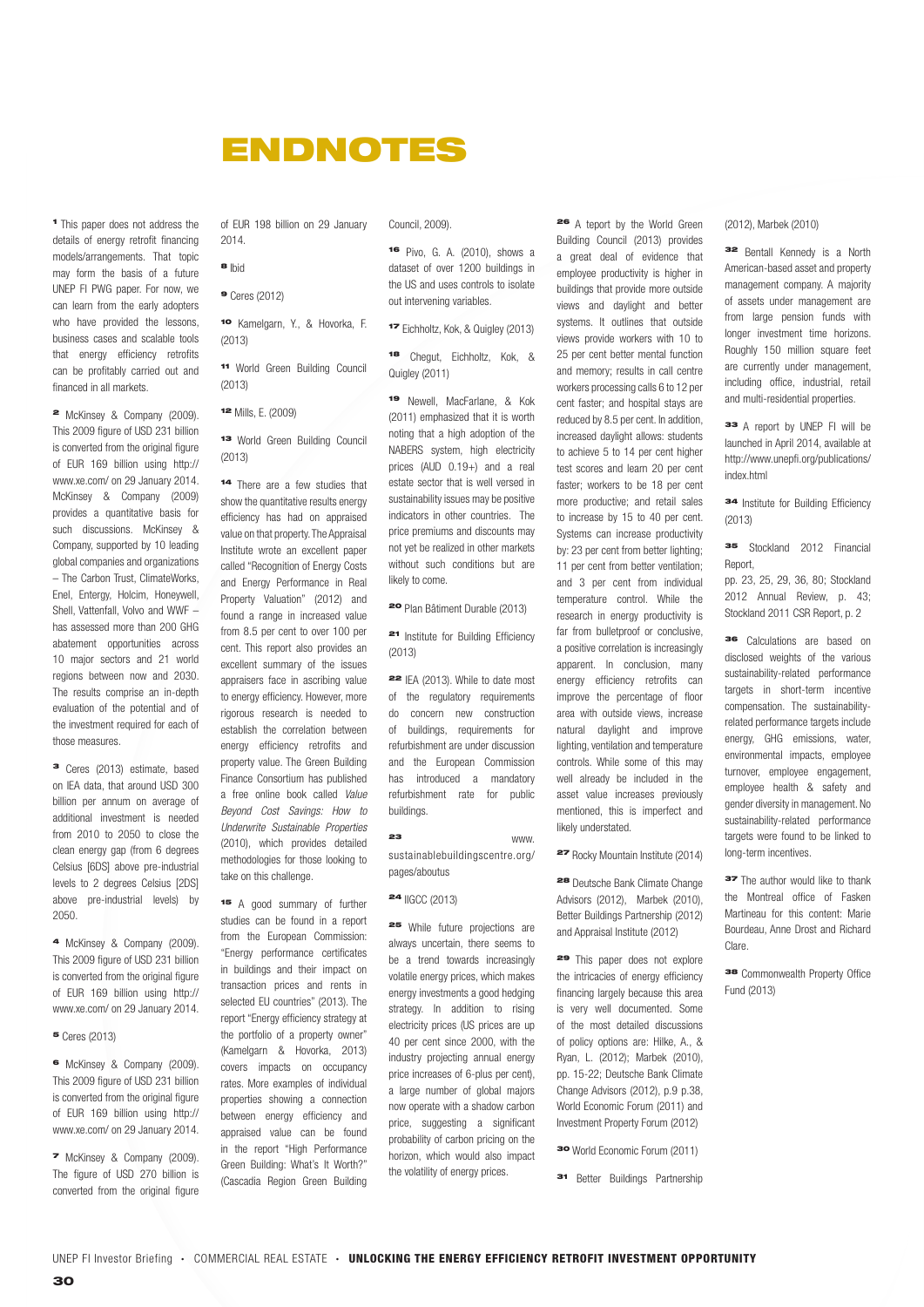# ENDNOTES

[1] This paper does not address the details of energy retrofit financing models/arrangements. That topic may form the basis of a future UNEP FI PWG paper. For now, we can learn from the early adopters who have provided the lessons, business cases and scalable tools that energy efficiency retrofits can be profitably carried out and financed in all markets.

[2] McKinsey & Company (2009). This 2009 figure of USD 231 billion is converted from the original figure of EUR 169 billion using http://www.xe.com/ on 29 January 2014. McKinsey & Company (2009) provides a quantitative basis for such discussions. McKinsey & Company, supported by 10 leading global companies and organizations – The Carbon Trust, ClimateWorks, Enel, Entergy, Holcim, Honeywell, Shell, Vattenfall, Volvo and WWF – has assessed more than 200 GHG abatement opportunities across 10 major sectors and 21 world regions between now and 2030. The results comprise an in-depth evaluation of the potential and of the investment required for each of those measures.

[3] Ceres (2013) estimate, based on IEA data, that around USD 300 billion per annum on average of additional investment is needed from 2010 to 2050 to close the clean energy gap (from 6 degrees Celsius [6DS] above pre-industrial levels to 2 degrees Celsius [2DS] above pre-industrial levels) by 2050.

[4] McKinsey & Company (2009). This 2009 figure of USD 231 billion is converted from the original figure of EUR 169 billion using http://www.xe.com/ on 29 January 2014.

[5] Ceres (2013)

[6] McKinsey & Company (2009). This 2009 figure of USD 231 billion is converted from the original figure of EUR 169 billion using http://www.xe.com/ on 29 January 2014.

[7] McKinsey & Company (2009). The figure of USD 270 billion is converted from the original figure of EUR 198 billion on 29 January 2014.

[8] Ibid

[9] Ceres (2012)

[10] Kamelgarn, Y., & Hovorka, F. (2013)

[11] World Green Building Council (2013)

[12] Mills, E. (2009)

[13] World Green Building Council (2013)

[14] There are a few studies that show the quantitative results energy efficiency has had on appraised value on that property. The Appraisal Institute wrote an excellent paper called "Recognition of Energy Costs and Energy Performance in Real Property Valuation" (2012) and found a range in increased value from 8.5 per cent to over 100 per cent. This report also provides an excellent summary of the issues appraisers face in ascribing value to energy efficiency. However, more rigorous research is needed to establish the correlation between energy efficiency retrofits and property value. The Green Building Finance Consortium has published a free online book called *Value Beyond Cost Savings: How to Underwrite Sustainable Properties* (2010), which provides detailed methodologies for those looking to take on this challenge.

[15] A good summary of further studies can be found in a report from the European Commission: "Energy performance certificates in buildings and their impact on transaction prices and rents in selected EU countries" (2013). The report "Energy efficiency strategy at the portfolio of a property owner" (Kamelgarn & Hovorka, 2013) covers impacts on occupancy rates. More examples of individual properties showing a connection between energy efficiency and appraised value can be found in the report "High Performance Green Building: What's It Worth?" (Cascadia Region Green Building Council, 2009).

[16] Pivo, G. A. (2010), shows a dataset of over 1200 buildings in the US and uses controls to isolate out intervening variables.

[17] Eichholtz, Kok, & Quigley (2013)

[18] Chegut, Eichholtz, Kok, & Quigley (2011)

[19] Newell, MacFarlane, & Kok (2011) emphasized that it is worth noting that a high adoption of the NABERS system, high electricity prices (AUD 0.19+) and a real estate sector that is well versed in sustainability issues may be positive indicators in other countries. The price premiums and discounts may not yet be realized in other markets without such conditions but are likely to come.

[20] Plan Bâtiment Durable (2013)

[21] Institute for Building Efficiency (2013)

[22] IEA (2013). While to date most of the regulatory requirements do concern new construction of buildings, requirements for refurbishment are under discussion and the European Commission has introduced a mandatory refurbishment rate for public buildings.

[23] www.sustainablebuildingscentre.org/pages/aboutus

[24] IIGCC (2013)

[25] While future projections are always uncertain, there seems to be a trend towards increasingly volatile energy prices, which makes energy investments a good hedging strategy. In addition to rising electricity prices (US prices are up 40 per cent since 2000, with the industry projecting annual energy price increases of 6-plus per cent), a large number of global majors now operate with a shadow carbon price, suggesting a significant probability of carbon pricing on the horizon, which would also impact the volatility of energy prices.

[26] A teport by the World Green Building Council (2013) provides a great deal of evidence that employee productivity is higher in buildings that provide more outside views and daylight and better systems. It outlines that outside views provide workers with 10 to 25 per cent better mental function and memory; results in call centre workers processing calls 6 to 12 per cent faster; and hospital stays are reduced by 8.5 per cent. In addition, increased daylight allows: students to achieve 5 to 14 per cent higher test scores and learn 20 per cent faster; workers to be 18 per cent more productive; and retail sales to increase by 15 to 40 per cent. Systems can increase productivity by: 23 per cent from better lighting; 11 per cent from better ventilation; and 3 per cent from individual temperature control. While the research in energy productivity is far from bulletproof or conclusive, a positive correlation is increasingly apparent. In conclusion, many energy efficiency retrofits can improve the percentage of floor area with outside views, increase natural daylight and improve lighting, ventilation and temperature controls. While some of this may well already be included in the asset value increases previously mentioned, this is imperfect and likely understated.

[27] Rocky Mountain Institute (2014)

[28] Deutsche Bank Climate Change Advisors (2012), Marbek (2010), Better Buildings Partnership (2012) and Appraisal Institute (2012)

[29] This paper does not explore the intricacies of energy efficiency financing largely because this area is very well documented. Some of the most detailed discussions of policy options are: Hilke, A., & Ryan, L. (2012); Marbek (2010), pp. 15-22; Deutsche Bank Climate Change Advisors (2012), p.9 p.38, World Economic Forum (2011) and Investment Property Forum (2012)

[30] World Economic Forum (2011)

[31] Better Buildings Partnership (2012), Marbek (2010)

[32] Bentall Kennedy is a North American-based asset and property management company. A majority of assets under management are from large pension funds with longer investment time horizons. Roughly 150 million square feet are currently under management, including office, industrial, retail and multi-residential properties.

[33] A report by UNEP FI will be launched in April 2014, available at http://www.unepfi.org/publications/index.html

[34] Institute for Building Efficiency (2013)

[35] Stockland 2012 Financial Report, pp. 23, 25, 29, 36, 80; Stockland 2012 Annual Review, p. 43; Stockland 2011 CSR Report, p. 2

[36] Calculations are based on disclosed weights of the various sustainability-related performance targets in short-term incentive compensation. The sustainability-related performance targets include energy, GHG emissions, water, environmental impacts, employee turnover, employee engagement, employee health & safety and gender diversity in management. No sustainability-related performance targets were found to be linked to long-term incentives.

[37] The author would like to thank the Montreal office of Fasken Martineau for this content: Marie Bourdeau, Anne Drost and Richard Clare.

[38] Commonwealth Property Office Fund (2013)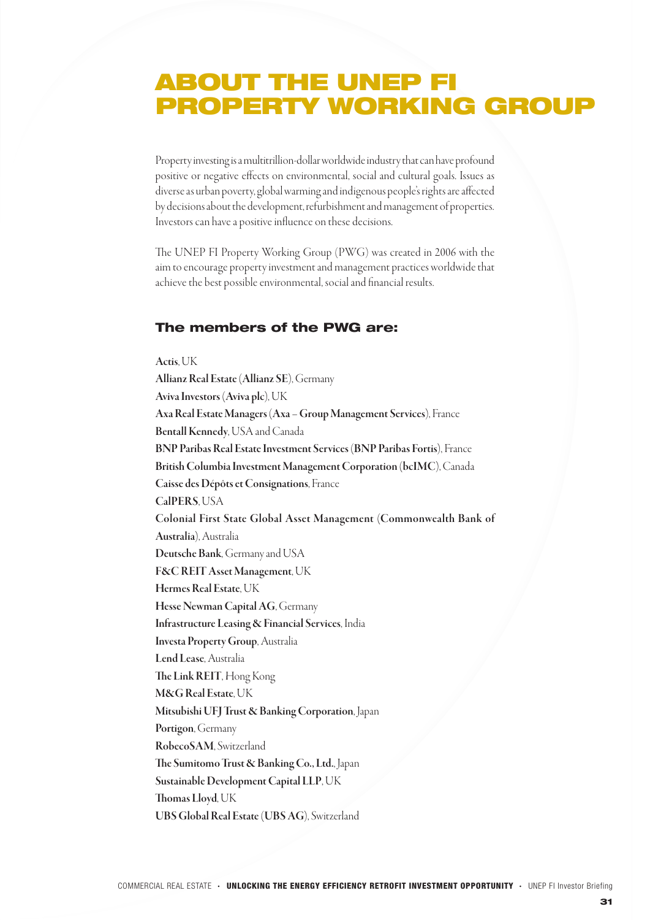# ABOUT THE UNEP FI PROPERTY WORKING GROUP

Property investing is a multitrillion-dollar worldwide industry that can have profound positive or negative effects on environmental, social and cultural goals. Issues as diverse as urban poverty, global warming and indigenous people's rights are affected by decisions about the development, refurbishment and management of properties. Investors can have a positive influence on these decisions.

The UNEP FI Property Working Group (PWG) was created in 2006 with the aim to encourage property investment and management practices worldwide that achieve the best possible environmental, social and financial results.

## The members of the PWG are:

**Actis**, UK
**Allianz Real Estate** (**Allianz SE**), Germany
**Aviva Investors** (**Aviva plc**), UK
**Axa Real Estate Managers** (**Axa – Group Management Services**), France
**Bentall Kennedy**, USA and Canada
**BNP Paribas Real Estate Investment Services** (**BNP Paribas Fortis**), France
**British Columbia Investment Management Corporation** (**bcIMC**), Canada
**Caisse des Dépôts et Consignations**, France
**CalPERS**, USA
**Colonial First State Global Asset Management** (**Commonwealth Bank of Australia**), Australia
**Deutsche Bank**, Germany and USA
**F&C REIT Asset Management**, UK
**Hermes Real Estate**, UK
**Hesse Newman Capital AG**, Germany
**Infrastructure Leasing & Financial Services**, India
**Investa Property Group**, Australia
**Lend Lease**, Australia
**The Link REIT**, Hong Kong
**M&G Real Estate**, UK
**Mitsubishi UFJ Trust & Banking Corporation**, Japan
**Portigon**, Germany
**RobecoSAM**, Switzerland
**The Sumitomo Trust & Banking Co., Ltd.**, Japan
**Sustainable Development Capital LLP**, UK
**Thomas Lloyd**, UK
**UBS Global Real Estate** (**UBS AG**), Switzerland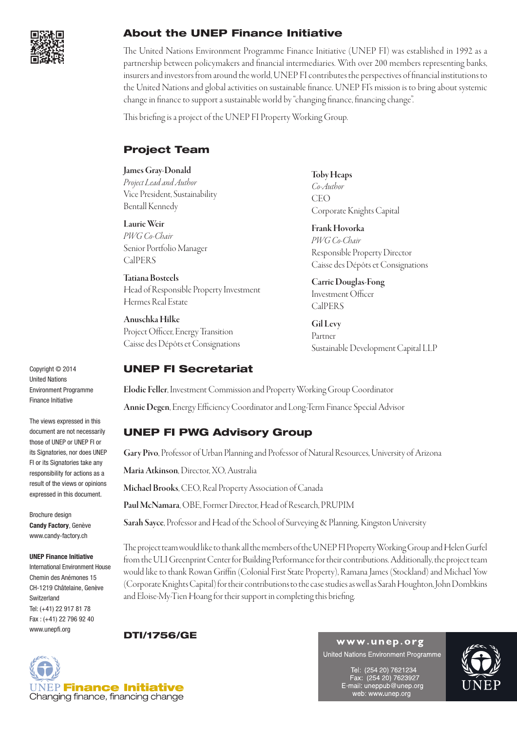## About the UNEP Finance Initiative

The United Nations Environment Programme Finance Initiative (UNEP FI) was established in 1992 as a partnership between policymakers and financial intermediaries. With over 200 members representing banks, insurers and investors from around the world, UNEP FI contributes the perspectives of financial institutions to the United Nations and global activities on sustainable finance. UNEP FI's mission is to bring about systemic change in finance to support a sustainable world by "changing finance, financing change".

This briefing is a project of the UNEP FI Property Working Group.

## Project Team

**James Gray-Donald**
*Project Lead and Author*
Vice President, Sustainability
Bentall Kennedy

**Laurie Weir**
*PWG Co-Chair*
Senior Portfolio Manager
CalPERS

**Tatiana Bosteels**
Head of Responsible Property Investment
Hermes Real Estate

**Anuschka Hilke**
Project Officer, Energy Transition
Caisse des Dépôts et Consignations

**Toby Heaps**
*Co-Author*
CEO
Corporate Knights Capital

**Frank Hovorka**
*PWG Co-Chair*
Responsible Property Director
Caisse des Dépôts et Consignations

**Carrie Douglas-Fong**
Investment Officer
CalPERS

**Gil Levy**
Partner
Sustainable Development Capital LLP

## UNEP FI Secretariat

**Elodie Feller**, Investment Commission and Property Working Group Coordinator

**Annie Degen**, Energy Efficiency Coordinator and Long-Term Finance Special Advisor

## UNEP FI PWG Advisory Group

**Gary Pivo**, Professor of Urban Planning and Professor of Natural Resources, University of Arizona

**Maria Atkinson**, Director, XO, Australia

**Michael Brooks**, CEO, Real Property Association of Canada

**Paul McNamara**, OBE, Former Director, Head of Research, PRUPIM

**Sarah Sayce**, Professor and Head of the School of Surveying & Planning, Kingston University

The project team would like to thank all the members of the UNEP FI Property Working Group and Helen Gurfel from the ULI Greenprint Center for Building Performance for their contributions. Additionally, the project team would like to thank Rowan Griffin (Colonial First State Property), Ramana James (Stockland) and Michael Yow (Corporate Knights Capital) for their contributions to the case studies as well as Sarah Houghton, John Dombkins and Eloise-My-Tien Hoang for their support in completing this briefing.

Copyright © 2014
United Nations
Environment Programme
Finance Initiative

The views expressed in this document are not necessarily those of UNEP or UNEP FI or its Signatories, nor does UNEP FI or its Signatories take any responsibility for actions as a result of the views or opinions expressed in this document.

Brochure design
**Candy Factory**, Genève
www.candy-factory.ch

**UNEP Finance Initiative**
International Environment House
Chemin des Anémones 15
CH-1219 Châtelaine, Genève
Switzerland
Tel: (+41) 22 917 81 78
Fax : (+41) 22 796 92 40
www.unepfi.org

**DTI/1756/GE**

UNEP **Finance Initiative**
Changing finance, financing change

**www.unep.org**
United Nations Environment Programme
Tel: (254 20) 7621234
Fax: (254 20) 7623927
E-mail: uneppub@unep.org
web: www.unep.org

UNEP